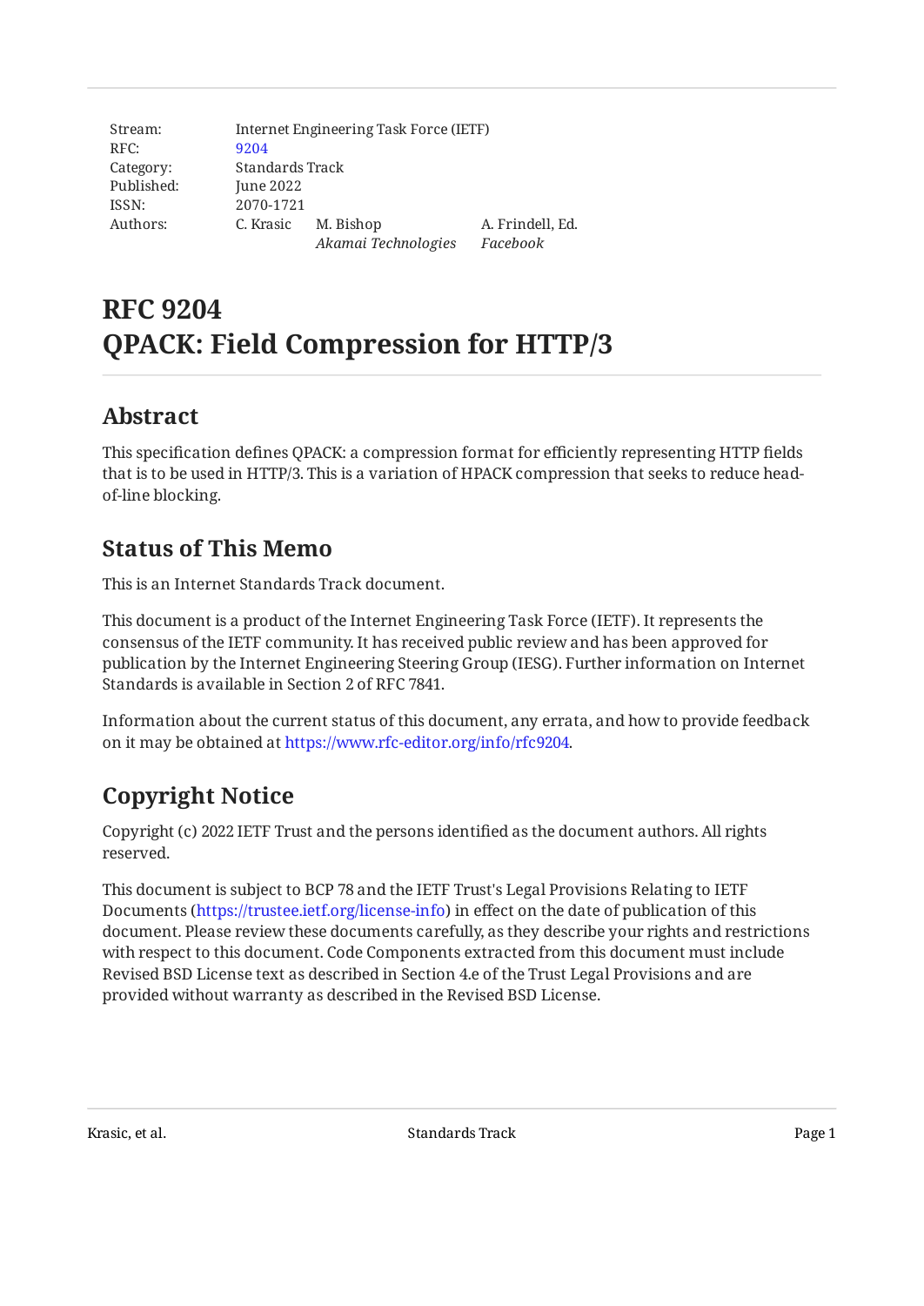| | | | |
|---|---|---|---|
| Stream: | Internet Engineering Task Force (IETF) | | |
| RFC: | 9204 | | |
| Category: | Standards Track | | |
| Published: | June 2022 | | |
| ISSN: | 2070-1721 | | |
| Authors: | C. Krasic | M. Bishop | A. Frindell, Ed. |
| | | *Akamai Technologies* | *Facebook* |

# RFC 9204
# QPACK: Field Compression for HTTP/3

## Abstract

This specification defines QPACK: a compression format for efficiently representing HTTP fields that is to be used in HTTP/3. This is a variation of HPACK compression that seeks to reduce head-of-line blocking.

## Status of This Memo

This is an Internet Standards Track document.

This document is a product of the Internet Engineering Task Force (IETF). It represents the consensus of the IETF community. It has received public review and has been approved for publication by the Internet Engineering Steering Group (IESG). Further information on Internet Standards is available in Section 2 of RFC 7841.

Information about the current status of this document, any errata, and how to provide feedback on it may be obtained at https://www.rfc-editor.org/info/rfc9204.

## Copyright Notice

Copyright (c) 2022 IETF Trust and the persons identified as the document authors. All rights reserved.

This document is subject to BCP 78 and the IETF Trust's Legal Provisions Relating to IETF Documents (https://trustee.ietf.org/license-info) in effect on the date of publication of this document. Please review these documents carefully, as they describe your rights and restrictions with respect to this document. Code Components extracted from this document must include Revised BSD License text as described in Section 4.e of the Trust Legal Provisions and are provided without warranty as described in the Revised BSD License.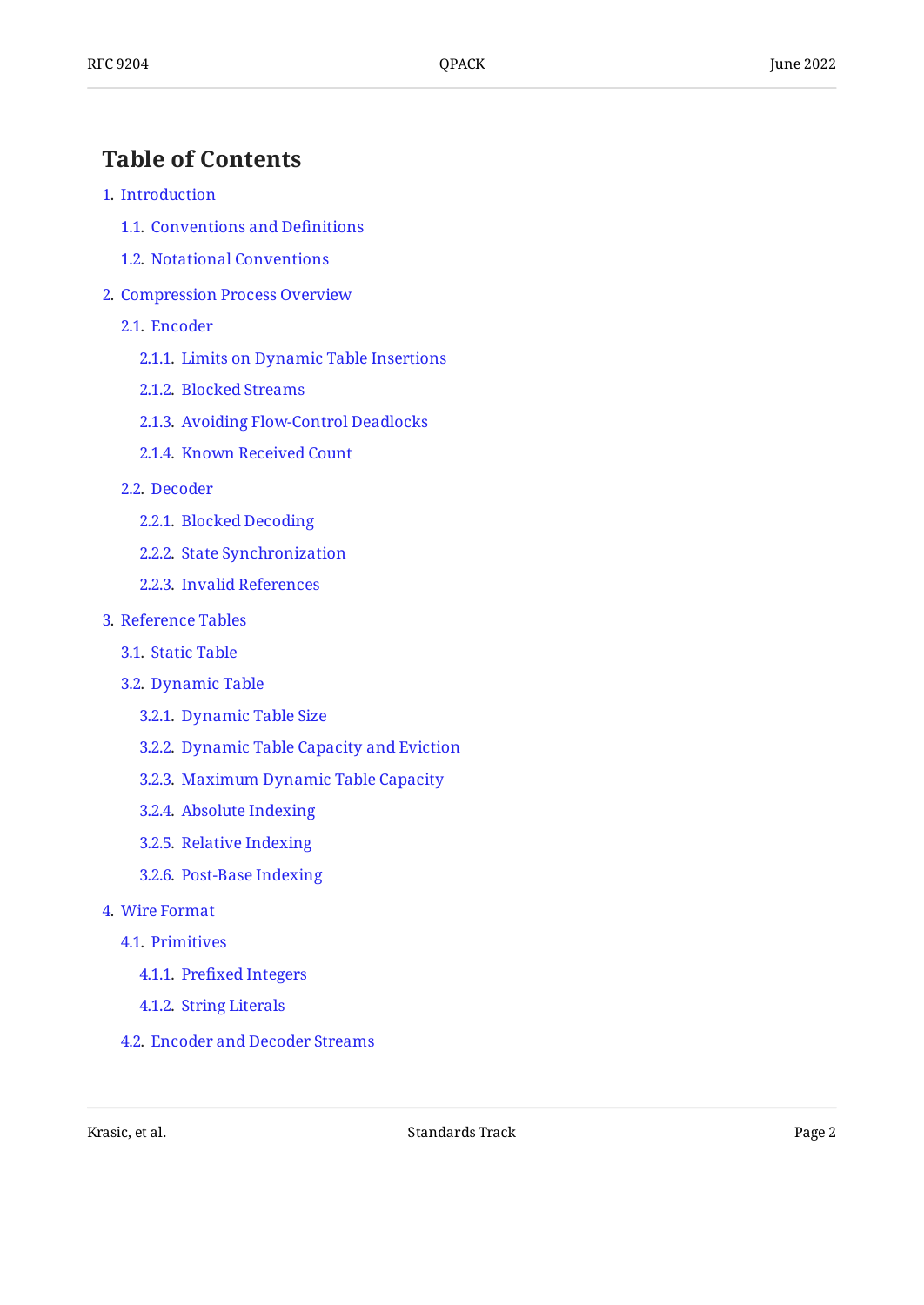## Table of Contents

- 1. Introduction
  - 1.1. Conventions and Definitions
  - 1.2. Notational Conventions
- 2. Compression Process Overview
  - 2.1. Encoder
    - 2.1.1. Limits on Dynamic Table Insertions
    - 2.1.2. Blocked Streams
    - 2.1.3. Avoiding Flow-Control Deadlocks
    - 2.1.4. Known Received Count
  - 2.2. Decoder
    - 2.2.1. Blocked Decoding
    - 2.2.2. State Synchronization
    - 2.2.3. Invalid References
- 3. Reference Tables
  - 3.1. Static Table
  - 3.2. Dynamic Table
    - 3.2.1. Dynamic Table Size
    - 3.2.2. Dynamic Table Capacity and Eviction
    - 3.2.3. Maximum Dynamic Table Capacity
    - 3.2.4. Absolute Indexing
    - 3.2.5. Relative Indexing
    - 3.2.6. Post-Base Indexing
- 4. Wire Format
  - 4.1. Primitives
    - 4.1.1. Prefixed Integers
    - 4.1.2. String Literals
  - 4.2. Encoder and Decoder Streams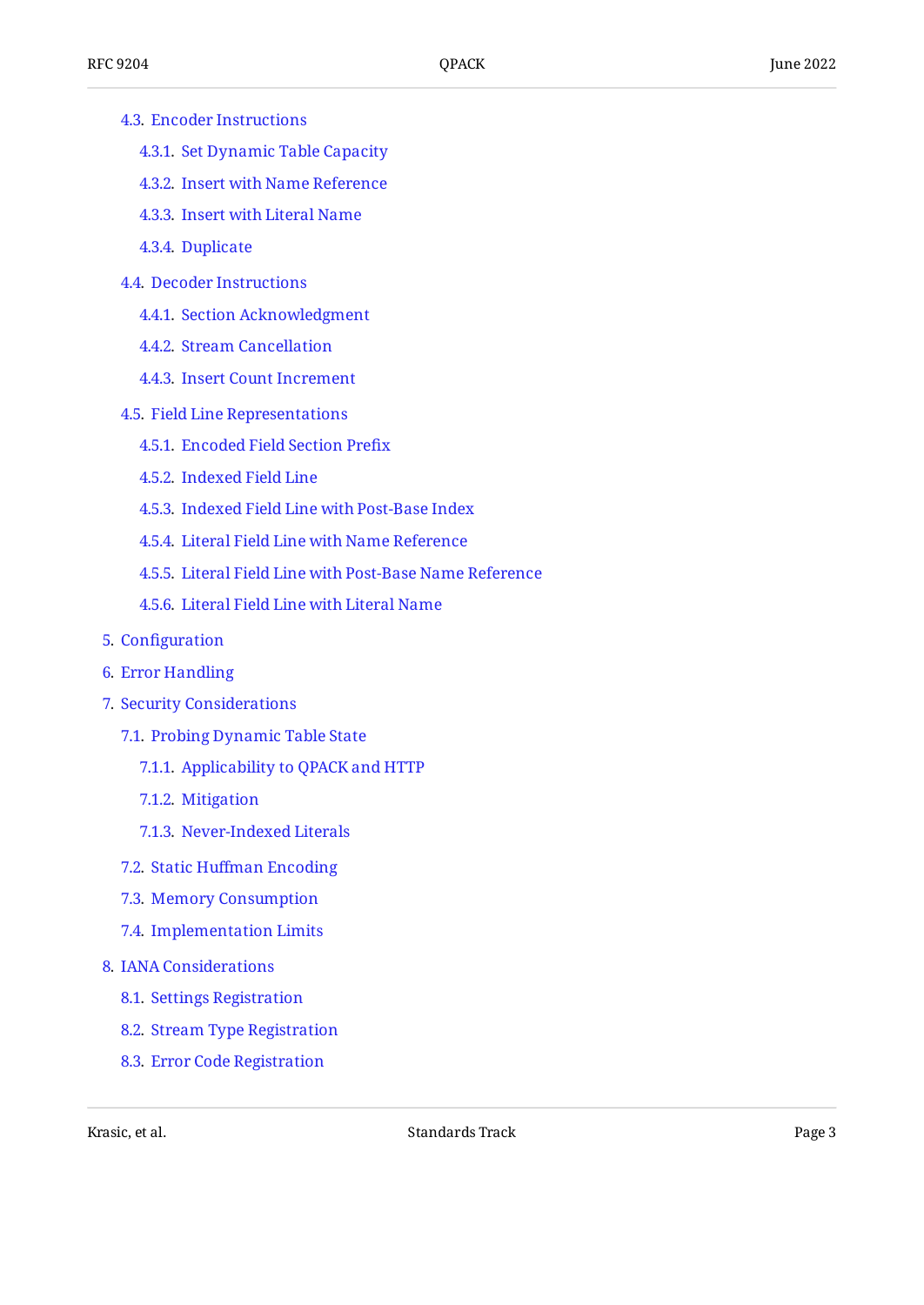- 4.3. Encoder Instructions
  - 4.3.1. Set Dynamic Table Capacity
  - 4.3.2. Insert with Name Reference
  - 4.3.3. Insert with Literal Name
  - 4.3.4. Duplicate
- 4.4. Decoder Instructions
  - 4.4.1. Section Acknowledgment
  - 4.4.2. Stream Cancellation
  - 4.4.3. Insert Count Increment
- 4.5. Field Line Representations
  - 4.5.1. Encoded Field Section Prefix
  - 4.5.2. Indexed Field Line
  - 4.5.3. Indexed Field Line with Post-Base Index
  - 4.5.4. Literal Field Line with Name Reference
  - 4.5.5. Literal Field Line with Post-Base Name Reference
  - 4.5.6. Literal Field Line with Literal Name

5. Configuration
6. Error Handling
7. Security Considerations
   - 7.1. Probing Dynamic Table State
     - 7.1.1. Applicability to QPACK and HTTP
     - 7.1.2. Mitigation
     - 7.1.3. Never-Indexed Literals
   - 7.2. Static Huffman Encoding
   - 7.3. Memory Consumption
   - 7.4. Implementation Limits
8. IANA Considerations
   - 8.1. Settings Registration
   - 8.2. Stream Type Registration
   - 8.3. Error Code Registration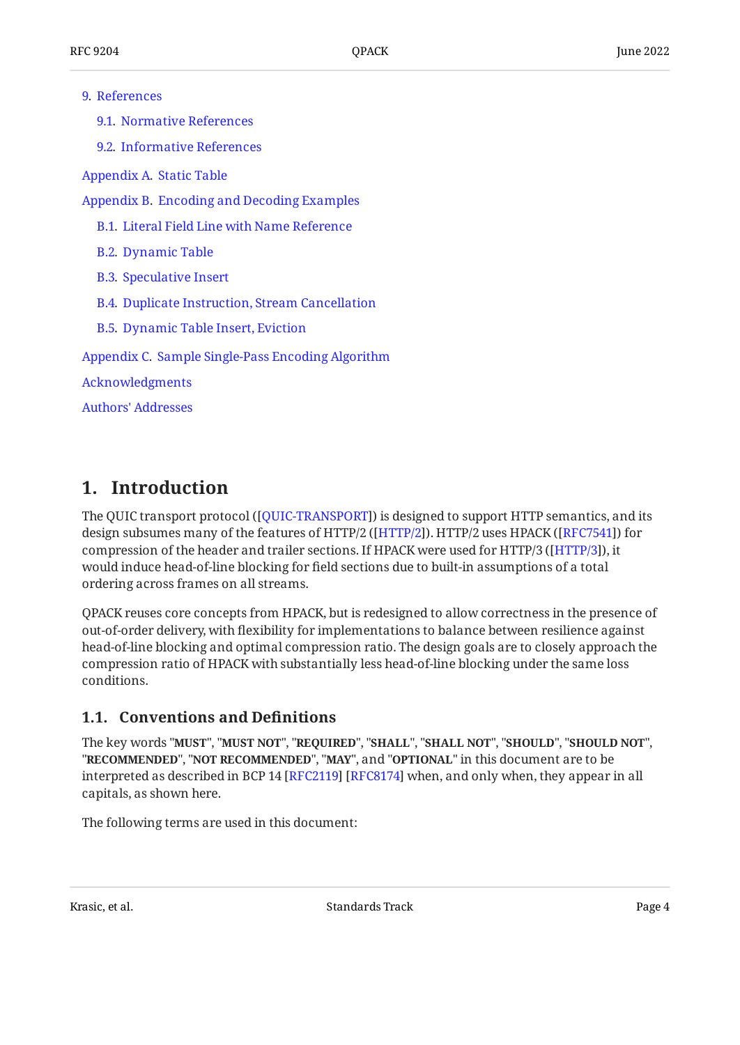- 9. References
  - 9.1. Normative References
  - 9.2. Informative References
- Appendix A. Static Table
- Appendix B. Encoding and Decoding Examples
  - B.1. Literal Field Line with Name Reference
  - B.2. Dynamic Table
  - B.3. Speculative Insert
  - B.4. Duplicate Instruction, Stream Cancellation
  - B.5. Dynamic Table Insert, Eviction
- Appendix C. Sample Single-Pass Encoding Algorithm
- Acknowledgments
- Authors' Addresses

# 1. Introduction

The QUIC transport protocol ([QUIC-TRANSPORT]) is designed to support HTTP semantics, and its design subsumes many of the features of HTTP/2 ([HTTP/2]). HTTP/2 uses HPACK ([RFC7541]) for compression of the header and trailer sections. If HPACK were used for HTTP/3 ([HTTP/3]), it would induce head-of-line blocking for field sections due to built-in assumptions of a total ordering across frames on all streams.

QPACK reuses core concepts from HPACK, but is redesigned to allow correctness in the presence of out-of-order delivery, with flexibility for implementations to balance between resilience against head-of-line blocking and optimal compression ratio. The design goals are to closely approach the compression ratio of HPACK with substantially less head-of-line blocking under the same loss conditions.

## 1.1. Conventions and Definitions

The key words "**MUST**", "**MUST NOT**", "**REQUIRED**", "**SHALL**", "**SHALL NOT**", "**SHOULD**", "**SHOULD NOT**", "**RECOMMENDED**", "**NOT RECOMMENDED**", "**MAY**", and "**OPTIONAL**" in this document are to be interpreted as described in BCP 14 [RFC2119] [RFC8174] when, and only when, they appear in all capitals, as shown here.

The following terms are used in this document: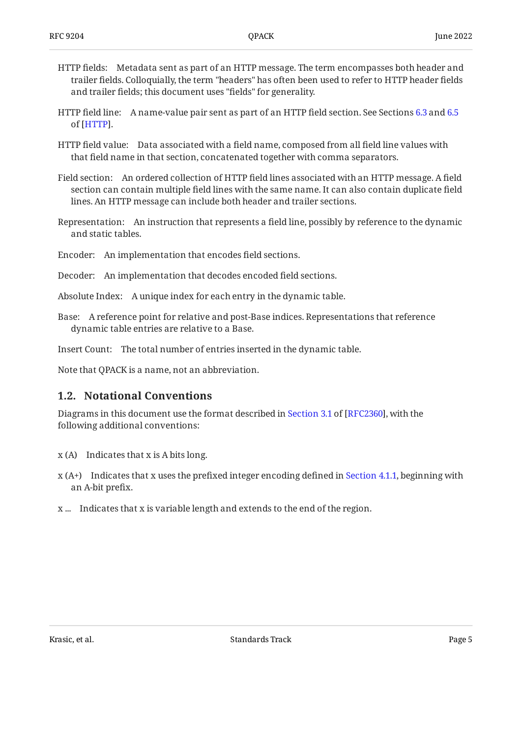HTTP fields: Metadata sent as part of an HTTP message. The term encompasses both header and trailer fields. Colloquially, the term "headers" has often been used to refer to HTTP header fields and trailer fields; this document uses "fields" for generality.

HTTP field line: A name-value pair sent as part of an HTTP field section. See Sections 6.3 and 6.5 of [HTTP].

HTTP field value: Data associated with a field name, composed from all field line values with that field name in that section, concatenated together with comma separators.

Field section: An ordered collection of HTTP field lines associated with an HTTP message. A field section can contain multiple field lines with the same name. It can also contain duplicate field lines. An HTTP message can include both header and trailer sections.

Representation: An instruction that represents a field line, possibly by reference to the dynamic and static tables.

Encoder: An implementation that encodes field sections.

Decoder: An implementation that decodes encoded field sections.

Absolute Index: A unique index for each entry in the dynamic table.

Base: A reference point for relative and post-Base indices. Representations that reference dynamic table entries are relative to a Base.

Insert Count: The total number of entries inserted in the dynamic table.

Note that QPACK is a name, not an abbreviation.

## 1.2. Notational Conventions

Diagrams in this document use the format described in Section 3.1 of [RFC2360], with the following additional conventions:

x (A) Indicates that x is A bits long.

x (A+) Indicates that x uses the prefixed integer encoding defined in Section 4.1.1, beginning with an A-bit prefix.

x ... Indicates that x is variable length and extends to the end of the region.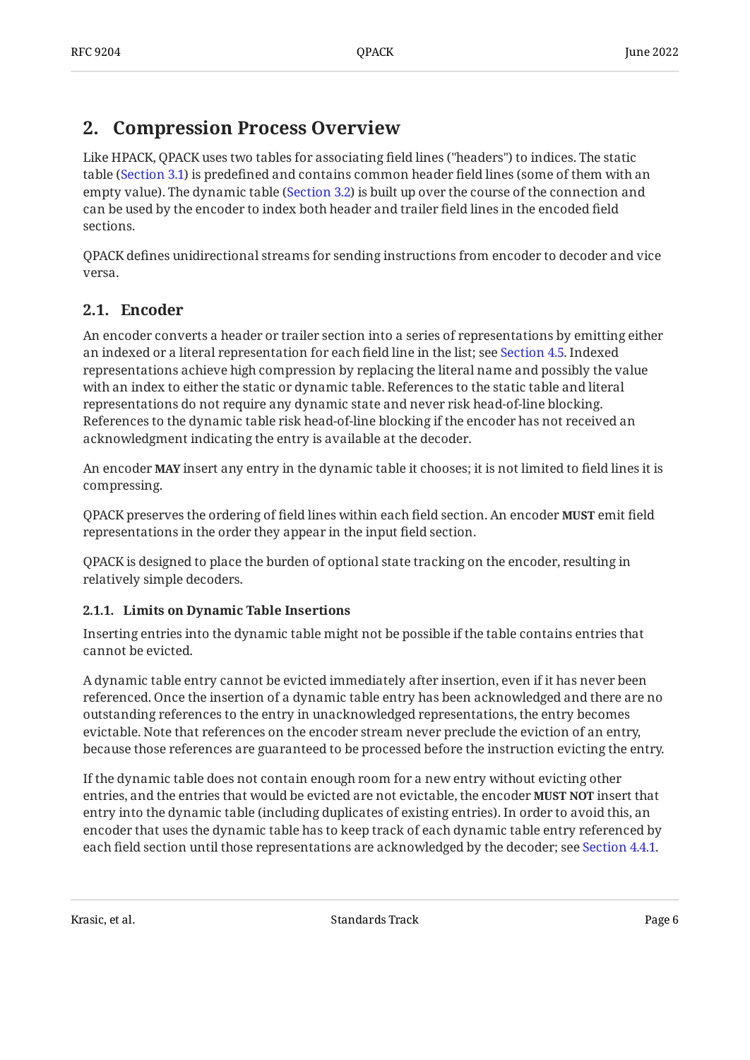## 2. Compression Process Overview

Like HPACK, QPACK uses two tables for associating field lines ("headers") to indices. The static table (Section 3.1) is predefined and contains common header field lines (some of them with an empty value). The dynamic table (Section 3.2) is built up over the course of the connection and can be used by the encoder to index both header and trailer field lines in the encoded field sections.

QPACK defines unidirectional streams for sending instructions from encoder to decoder and vice versa.

### 2.1. Encoder

An encoder converts a header or trailer section into a series of representations by emitting either an indexed or a literal representation for each field line in the list; see Section 4.5. Indexed representations achieve high compression by replacing the literal name and possibly the value with an index to either the static or dynamic table. References to the static table and literal representations do not require any dynamic state and never risk head-of-line blocking. References to the dynamic table risk head-of-line blocking if the encoder has not received an acknowledgment indicating the entry is available at the decoder.

An encoder **MAY** insert any entry in the dynamic table it chooses; it is not limited to field lines it is compressing.

QPACK preserves the ordering of field lines within each field section. An encoder **MUST** emit field representations in the order they appear in the input field section.

QPACK is designed to place the burden of optional state tracking on the encoder, resulting in relatively simple decoders.

#### 2.1.1. Limits on Dynamic Table Insertions

Inserting entries into the dynamic table might not be possible if the table contains entries that cannot be evicted.

A dynamic table entry cannot be evicted immediately after insertion, even if it has never been referenced. Once the insertion of a dynamic table entry has been acknowledged and there are no outstanding references to the entry in unacknowledged representations, the entry becomes evictable. Note that references on the encoder stream never preclude the eviction of an entry, because those references are guaranteed to be processed before the instruction evicting the entry.

If the dynamic table does not contain enough room for a new entry without evicting other entries, and the entries that would be evicted are not evictable, the encoder **MUST NOT** insert that entry into the dynamic table (including duplicates of existing entries). In order to avoid this, an encoder that uses the dynamic table has to keep track of each dynamic table entry referenced by each field section until those representations are acknowledged by the decoder; see Section 4.4.1.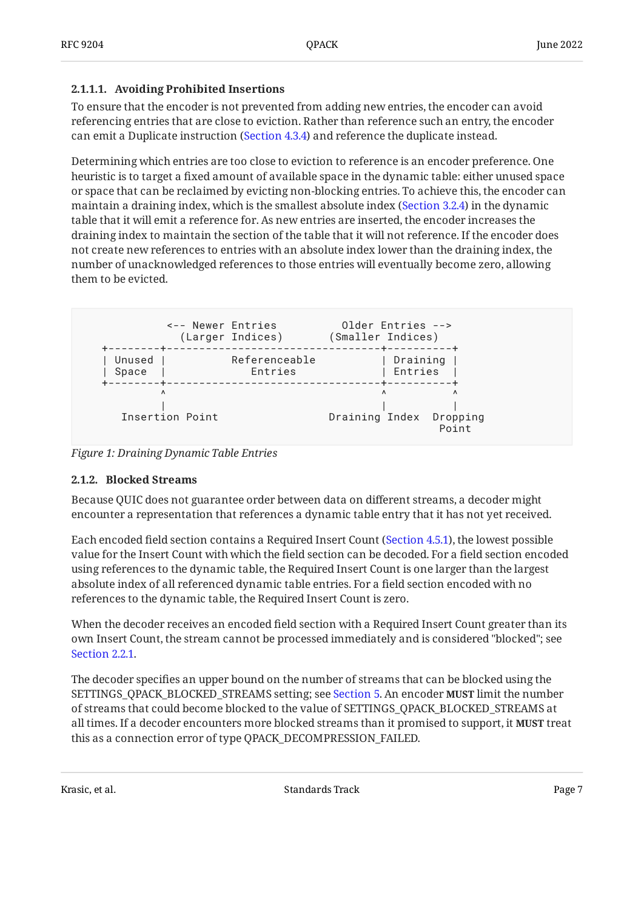#### 2.1.1.1. Avoiding Prohibited Insertions

To ensure that the encoder is not prevented from adding new entries, the encoder can avoid referencing entries that are close to eviction. Rather than reference such an entry, the encoder can emit a Duplicate instruction (Section 4.3.4) and reference the duplicate instead.

Determining which entries are too close to eviction to reference is an encoder preference. One heuristic is to target a fixed amount of available space in the dynamic table: either unused space or space that can be reclaimed by evicting non-blocking entries. To achieve this, the encoder can maintain a draining index, which is the smallest absolute index (Section 3.2.4) in the dynamic table that it will emit a reference for. As new entries are inserted, the encoder increases the draining index to maintain the section of the table that it will not reference. If the encoder does not create new references to entries with an absolute index lower than the draining index, the number of unacknowledged references to those entries will eventually become zero, allowing them to be evicted.

```
              <-- Newer Entries          Older Entries -->
                (Larger Indices)       (Smaller Indices)
     +--------+---------------------------------+----------+
     | Unused |          Referenceable          | Draining |
     | Space  |             Entries             | Entries  |
     +--------+---------------------------------+----------+
              ^                                 ^          ^
              |                                 |          |
        Insertion Point                 Draining Index  Dropping
                                                         Point
```

*Figure 1: Draining Dynamic Table Entries*

### 2.1.2. Blocked Streams

Because QUIC does not guarantee order between data on different streams, a decoder might encounter a representation that references a dynamic table entry that it has not yet received.

Each encoded field section contains a Required Insert Count (Section 4.5.1), the lowest possible value for the Insert Count with which the field section can be decoded. For a field section encoded using references to the dynamic table, the Required Insert Count is one larger than the largest absolute index of all referenced dynamic table entries. For a field section encoded with no references to the dynamic table, the Required Insert Count is zero.

When the decoder receives an encoded field section with a Required Insert Count greater than its own Insert Count, the stream cannot be processed immediately and is considered "blocked"; see Section 2.2.1.

The decoder specifies an upper bound on the number of streams that can be blocked using the SETTINGS_QPACK_BLOCKED_STREAMS setting; see Section 5. An encoder **MUST** limit the number of streams that could become blocked to the value of SETTINGS_QPACK_BLOCKED_STREAMS at all times. If a decoder encounters more blocked streams than it promised to support, it **MUST** treat this as a connection error of type QPACK_DECOMPRESSION_FAILED.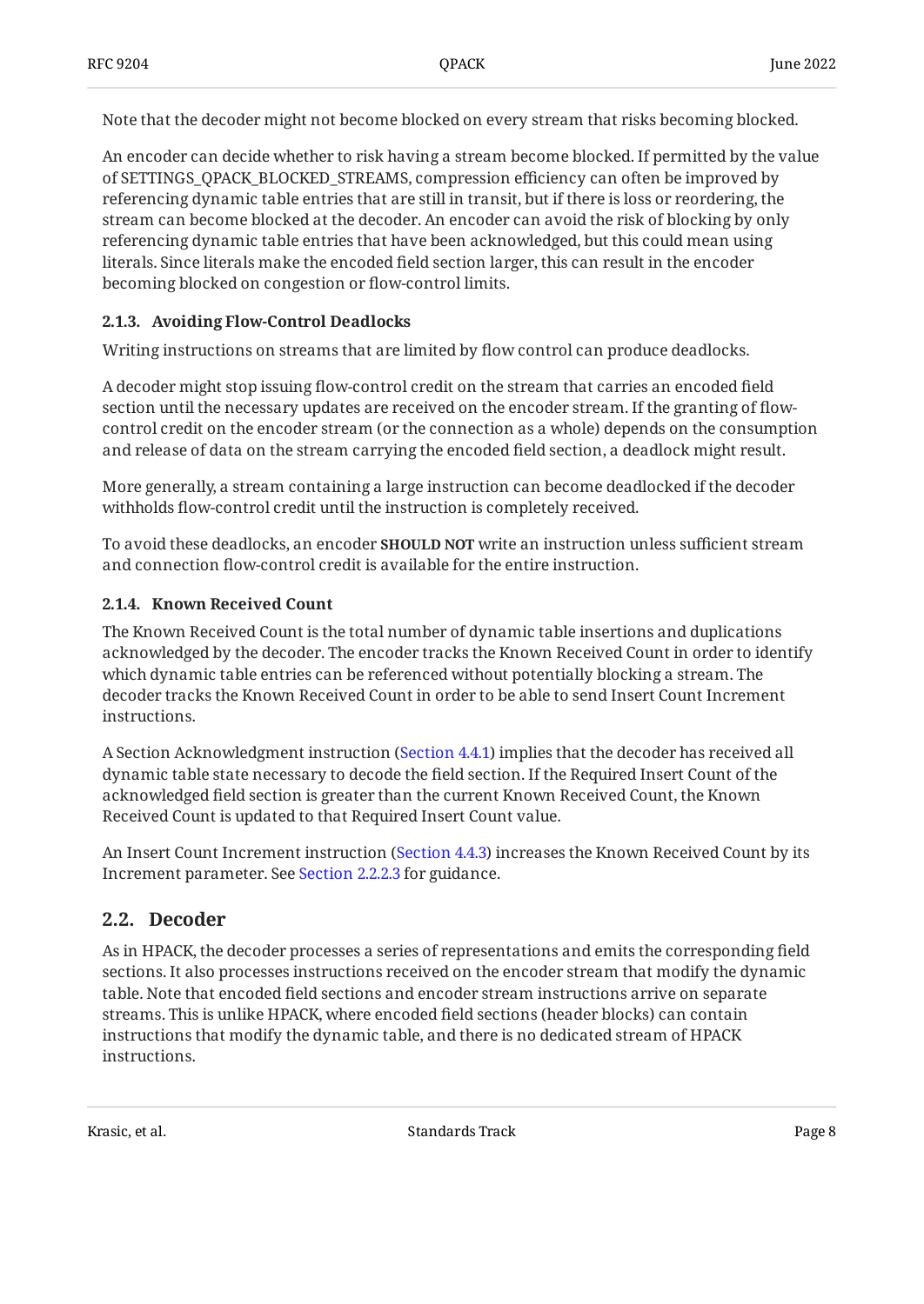Note that the decoder might not become blocked on every stream that risks becoming blocked.

An encoder can decide whether to risk having a stream become blocked. If permitted by the value of SETTINGS_QPACK_BLOCKED_STREAMS, compression efficiency can often be improved by referencing dynamic table entries that are still in transit, but if there is loss or reordering, the stream can become blocked at the decoder. An encoder can avoid the risk of blocking by only referencing dynamic table entries that have been acknowledged, but this could mean using literals. Since literals make the encoded field section larger, this can result in the encoder becoming blocked on congestion or flow-control limits.

#### 2.1.3. Avoiding Flow-Control Deadlocks

Writing instructions on streams that are limited by flow control can produce deadlocks.

A decoder might stop issuing flow-control credit on the stream that carries an encoded field section until the necessary updates are received on the encoder stream. If the granting of flow-control credit on the encoder stream (or the connection as a whole) depends on the consumption and release of data on the stream carrying the encoded field section, a deadlock might result.

More generally, a stream containing a large instruction can become deadlocked if the decoder withholds flow-control credit until the instruction is completely received.

To avoid these deadlocks, an encoder **SHOULD NOT** write an instruction unless sufficient stream and connection flow-control credit is available for the entire instruction.

#### 2.1.4. Known Received Count

The Known Received Count is the total number of dynamic table insertions and duplications acknowledged by the decoder. The encoder tracks the Known Received Count in order to identify which dynamic table entries can be referenced without potentially blocking a stream. The decoder tracks the Known Received Count in order to be able to send Insert Count Increment instructions.

A Section Acknowledgment instruction (Section 4.4.1) implies that the decoder has received all dynamic table state necessary to decode the field section. If the Required Insert Count of the acknowledged field section is greater than the current Known Received Count, the Known Received Count is updated to that Required Insert Count value.

An Insert Count Increment instruction (Section 4.4.3) increases the Known Received Count by its Increment parameter. See Section 2.2.2.3 for guidance.

### 2.2. Decoder

As in HPACK, the decoder processes a series of representations and emits the corresponding field sections. It also processes instructions received on the encoder stream that modify the dynamic table. Note that encoded field sections and encoder stream instructions arrive on separate streams. This is unlike HPACK, where encoded field sections (header blocks) can contain instructions that modify the dynamic table, and there is no dedicated stream of HPACK instructions.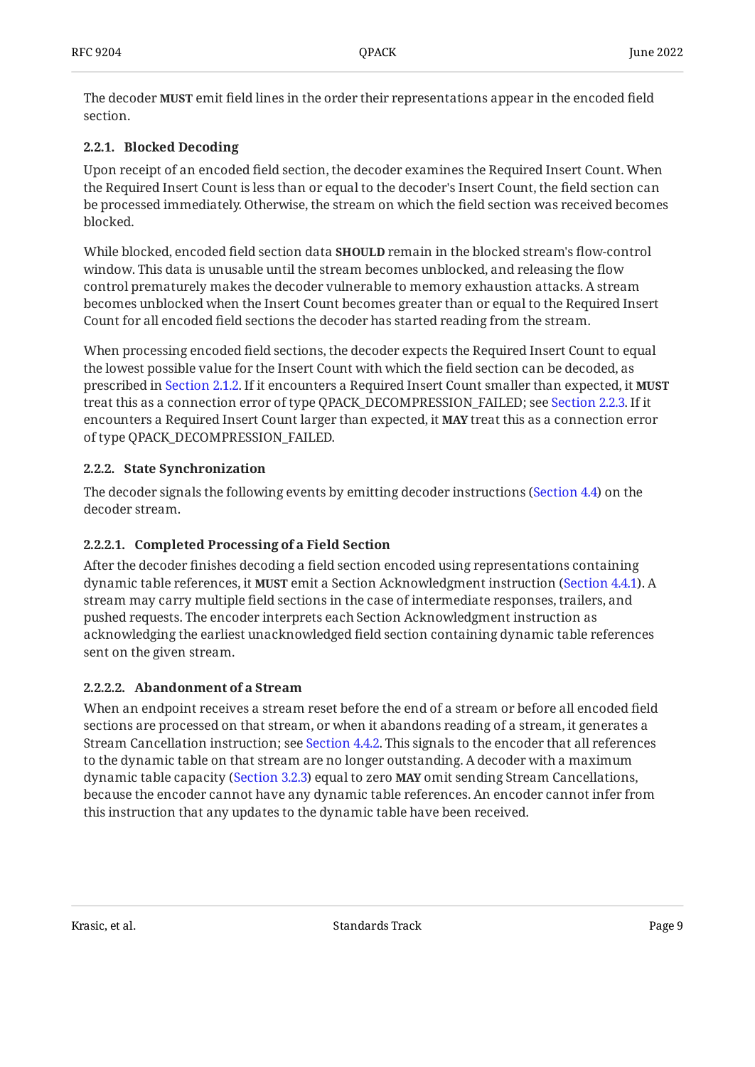The decoder **MUST** emit field lines in the order their representations appear in the encoded field section.

#### 2.2.1. Blocked Decoding

Upon receipt of an encoded field section, the decoder examines the Required Insert Count. When the Required Insert Count is less than or equal to the decoder's Insert Count, the field section can be processed immediately. Otherwise, the stream on which the field section was received becomes blocked.

While blocked, encoded field section data **SHOULD** remain in the blocked stream's flow-control window. This data is unusable until the stream becomes unblocked, and releasing the flow control prematurely makes the decoder vulnerable to memory exhaustion attacks. A stream becomes unblocked when the Insert Count becomes greater than or equal to the Required Insert Count for all encoded field sections the decoder has started reading from the stream.

When processing encoded field sections, the decoder expects the Required Insert Count to equal the lowest possible value for the Insert Count with which the field section can be decoded, as prescribed in Section 2.1.2. If it encounters a Required Insert Count smaller than expected, it **MUST** treat this as a connection error of type QPACK_DECOMPRESSION_FAILED; see Section 2.2.3. If it encounters a Required Insert Count larger than expected, it **MAY** treat this as a connection error of type QPACK_DECOMPRESSION_FAILED.

#### 2.2.2. State Synchronization

The decoder signals the following events by emitting decoder instructions (Section 4.4) on the decoder stream.

##### 2.2.2.1. Completed Processing of a Field Section

After the decoder finishes decoding a field section encoded using representations containing dynamic table references, it **MUST** emit a Section Acknowledgment instruction (Section 4.4.1). A stream may carry multiple field sections in the case of intermediate responses, trailers, and pushed requests. The encoder interprets each Section Acknowledgment instruction as acknowledging the earliest unacknowledged field section containing dynamic table references sent on the given stream.

##### 2.2.2.2. Abandonment of a Stream

When an endpoint receives a stream reset before the end of a stream or before all encoded field sections are processed on that stream, or when it abandons reading of a stream, it generates a Stream Cancellation instruction; see Section 4.4.2. This signals to the encoder that all references to the dynamic table on that stream are no longer outstanding. A decoder with a maximum dynamic table capacity (Section 3.2.3) equal to zero **MAY** omit sending Stream Cancellations, because the encoder cannot have any dynamic table references. An encoder cannot infer from this instruction that any updates to the dynamic table have been received.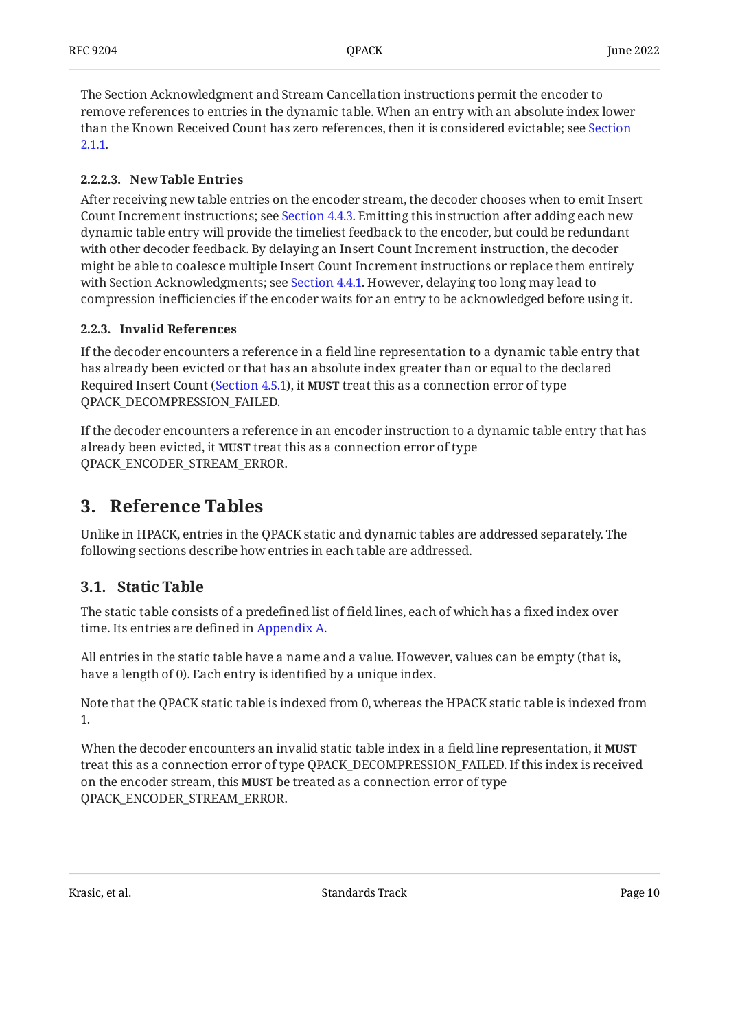The Section Acknowledgment and Stream Cancellation instructions permit the encoder to remove references to entries in the dynamic table. When an entry with an absolute index lower than the Known Received Count has zero references, then it is considered evictable; see Section 2.1.1.

#### 2.2.2.3. New Table Entries

After receiving new table entries on the encoder stream, the decoder chooses when to emit Insert Count Increment instructions; see Section 4.4.3. Emitting this instruction after adding each new dynamic table entry will provide the timeliest feedback to the encoder, but could be redundant with other decoder feedback. By delaying an Insert Count Increment instruction, the decoder might be able to coalesce multiple Insert Count Increment instructions or replace them entirely with Section Acknowledgments; see Section 4.4.1. However, delaying too long may lead to compression inefficiencies if the encoder waits for an entry to be acknowledged before using it.

### 2.2.3. Invalid References

If the decoder encounters a reference in a field line representation to a dynamic table entry that has already been evicted or that has an absolute index greater than or equal to the declared Required Insert Count (Section 4.5.1), it **MUST** treat this as a connection error of type QPACK_DECOMPRESSION_FAILED.

If the decoder encounters a reference in an encoder instruction to a dynamic table entry that has already been evicted, it **MUST** treat this as a connection error of type QPACK_ENCODER_STREAM_ERROR.

# 3. Reference Tables

Unlike in HPACK, entries in the QPACK static and dynamic tables are addressed separately. The following sections describe how entries in each table are addressed.

## 3.1. Static Table

The static table consists of a predefined list of field lines, each of which has a fixed index over time. Its entries are defined in Appendix A.

All entries in the static table have a name and a value. However, values can be empty (that is, have a length of 0). Each entry is identified by a unique index.

Note that the QPACK static table is indexed from 0, whereas the HPACK static table is indexed from 1.

When the decoder encounters an invalid static table index in a field line representation, it **MUST** treat this as a connection error of type QPACK_DECOMPRESSION_FAILED. If this index is received on the encoder stream, this **MUST** be treated as a connection error of type QPACK_ENCODER_STREAM_ERROR.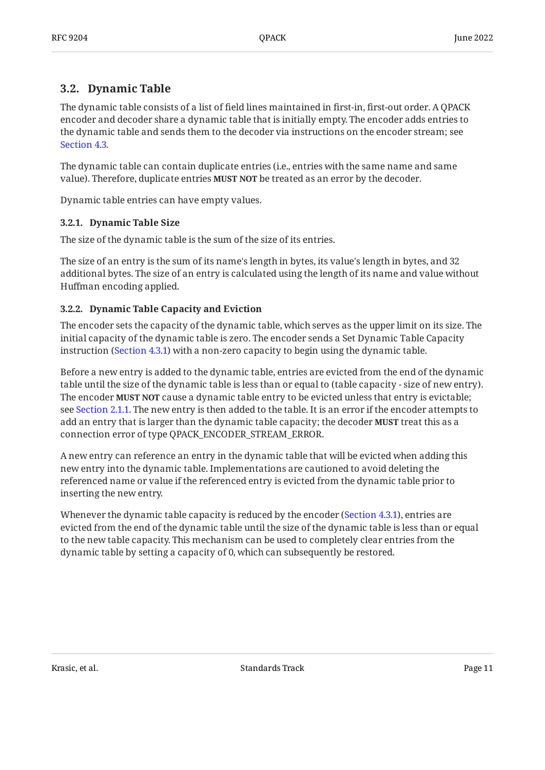### 3.2. Dynamic Table

The dynamic table consists of a list of field lines maintained in first-in, first-out order. A QPACK encoder and decoder share a dynamic table that is initially empty. The encoder adds entries to the dynamic table and sends them to the decoder via instructions on the encoder stream; see Section 4.3.

The dynamic table can contain duplicate entries (i.e., entries with the same name and same value). Therefore, duplicate entries **MUST NOT** be treated as an error by the decoder.

Dynamic table entries can have empty values.

#### 3.2.1. Dynamic Table Size

The size of the dynamic table is the sum of the size of its entries.

The size of an entry is the sum of its name's length in bytes, its value's length in bytes, and 32 additional bytes. The size of an entry is calculated using the length of its name and value without Huffman encoding applied.

#### 3.2.2. Dynamic Table Capacity and Eviction

The encoder sets the capacity of the dynamic table, which serves as the upper limit on its size. The initial capacity of the dynamic table is zero. The encoder sends a Set Dynamic Table Capacity instruction (Section 4.3.1) with a non-zero capacity to begin using the dynamic table.

Before a new entry is added to the dynamic table, entries are evicted from the end of the dynamic table until the size of the dynamic table is less than or equal to (table capacity - size of new entry). The encoder **MUST NOT** cause a dynamic table entry to be evicted unless that entry is evictable; see Section 2.1.1. The new entry is then added to the table. It is an error if the encoder attempts to add an entry that is larger than the dynamic table capacity; the decoder **MUST** treat this as a connection error of type QPACK_ENCODER_STREAM_ERROR.

A new entry can reference an entry in the dynamic table that will be evicted when adding this new entry into the dynamic table. Implementations are cautioned to avoid deleting the referenced name or value if the referenced entry is evicted from the dynamic table prior to inserting the new entry.

Whenever the dynamic table capacity is reduced by the encoder (Section 4.3.1), entries are evicted from the end of the dynamic table until the size of the dynamic table is less than or equal to the new table capacity. This mechanism can be used to completely clear entries from the dynamic table by setting a capacity of 0, which can subsequently be restored.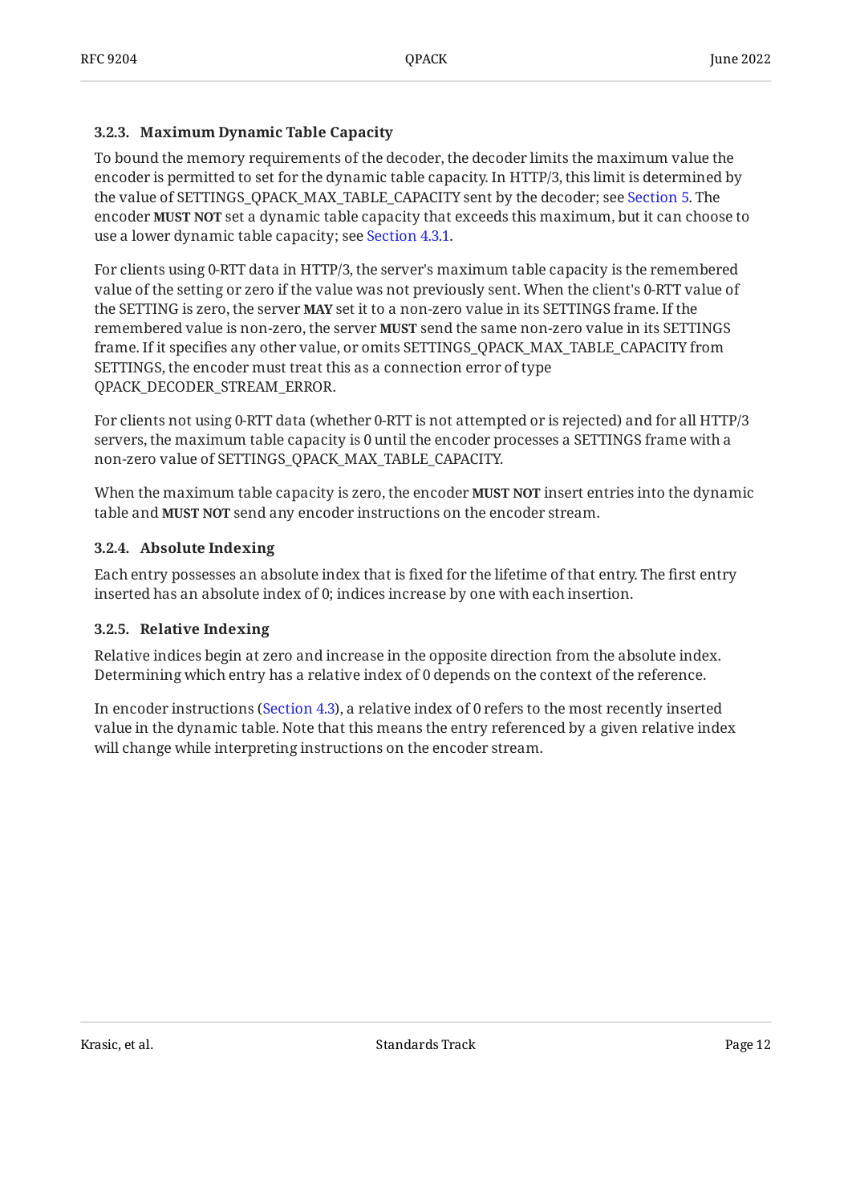#### 3.2.3. Maximum Dynamic Table Capacity

To bound the memory requirements of the decoder, the decoder limits the maximum value the encoder is permitted to set for the dynamic table capacity. In HTTP/3, this limit is determined by the value of SETTINGS_QPACK_MAX_TABLE_CAPACITY sent by the decoder; see Section 5. The encoder **MUST NOT** set a dynamic table capacity that exceeds this maximum, but it can choose to use a lower dynamic table capacity; see Section 4.3.1.

For clients using 0-RTT data in HTTP/3, the server's maximum table capacity is the remembered value of the setting or zero if the value was not previously sent. When the client's 0-RTT value of the SETTING is zero, the server **MAY** set it to a non-zero value in its SETTINGS frame. If the remembered value is non-zero, the server **MUST** send the same non-zero value in its SETTINGS frame. If it specifies any other value, or omits SETTINGS_QPACK_MAX_TABLE_CAPACITY from SETTINGS, the encoder must treat this as a connection error of type QPACK_DECODER_STREAM_ERROR.

For clients not using 0-RTT data (whether 0-RTT is not attempted or is rejected) and for all HTTP/3 servers, the maximum table capacity is 0 until the encoder processes a SETTINGS frame with a non-zero value of SETTINGS_QPACK_MAX_TABLE_CAPACITY.

When the maximum table capacity is zero, the encoder **MUST NOT** insert entries into the dynamic table and **MUST NOT** send any encoder instructions on the encoder stream.

#### 3.2.4. Absolute Indexing

Each entry possesses an absolute index that is fixed for the lifetime of that entry. The first entry inserted has an absolute index of 0; indices increase by one with each insertion.

#### 3.2.5. Relative Indexing

Relative indices begin at zero and increase in the opposite direction from the absolute index. Determining which entry has a relative index of 0 depends on the context of the reference.

In encoder instructions (Section 4.3), a relative index of 0 refers to the most recently inserted value in the dynamic table. Note that this means the entry referenced by a given relative index will change while interpreting instructions on the encoder stream.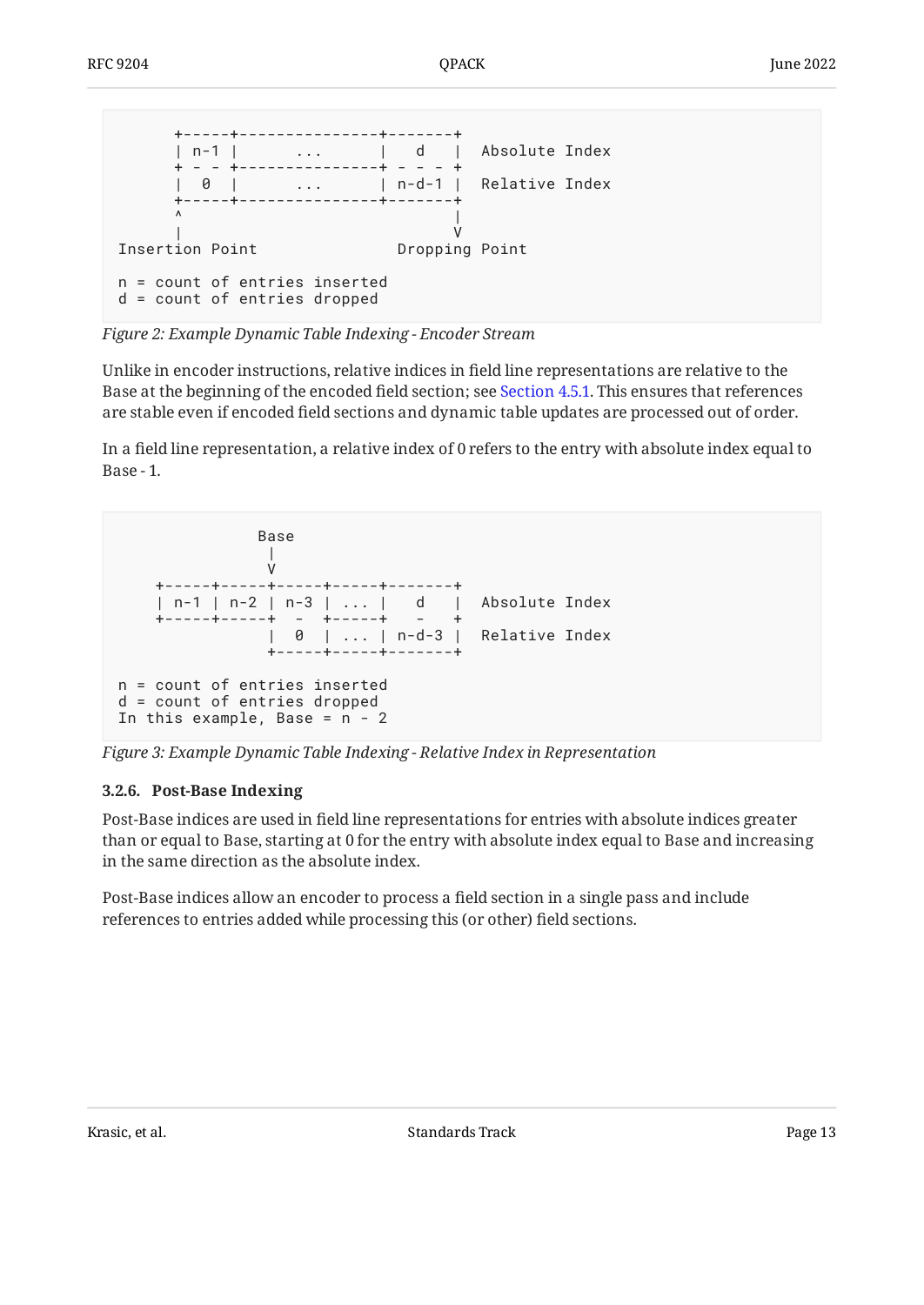```
      +-----+---------------+-------+
      | n-1 |      ...      |   d   |  Absolute Index
      + - - +---------------+ - - - +
      |  0  |      ...      | n-d-1 |  Relative Index
      +-----+---------------+-------+
      ^                             |
      |                             V
Insertion Point               Dropping Point

n = count of entries inserted
d = count of entries dropped
```

*Figure 2: Example Dynamic Table Indexing - Encoder Stream*

Unlike in encoder instructions, relative indices in field line representations are relative to the Base at the beginning of the encoded field section; see Section 4.5.1. This ensures that references are stable even if encoded field sections and dynamic table updates are processed out of order.

In a field line representation, a relative index of 0 refers to the entry with absolute index equal to Base - 1.

```
               Base
                |
                V
    +-----+-----+-----+-----+-------+
    | n-1 | n-2 | n-3 | ... |   d   |  Absolute Index
    +-----+-----+  -  +-----+   -   +
                |  0  | ... | n-d-3 |  Relative Index
                +-----+-----+-------+

n = count of entries inserted
d = count of entries dropped
In this example, Base = n - 2
```

*Figure 3: Example Dynamic Table Indexing - Relative Index in Representation*

### 3.2.6. Post-Base Indexing

Post-Base indices are used in field line representations for entries with absolute indices greater than or equal to Base, starting at 0 for the entry with absolute index equal to Base and increasing in the same direction as the absolute index.

Post-Base indices allow an encoder to process a field section in a single pass and include references to entries added while processing this (or other) field sections.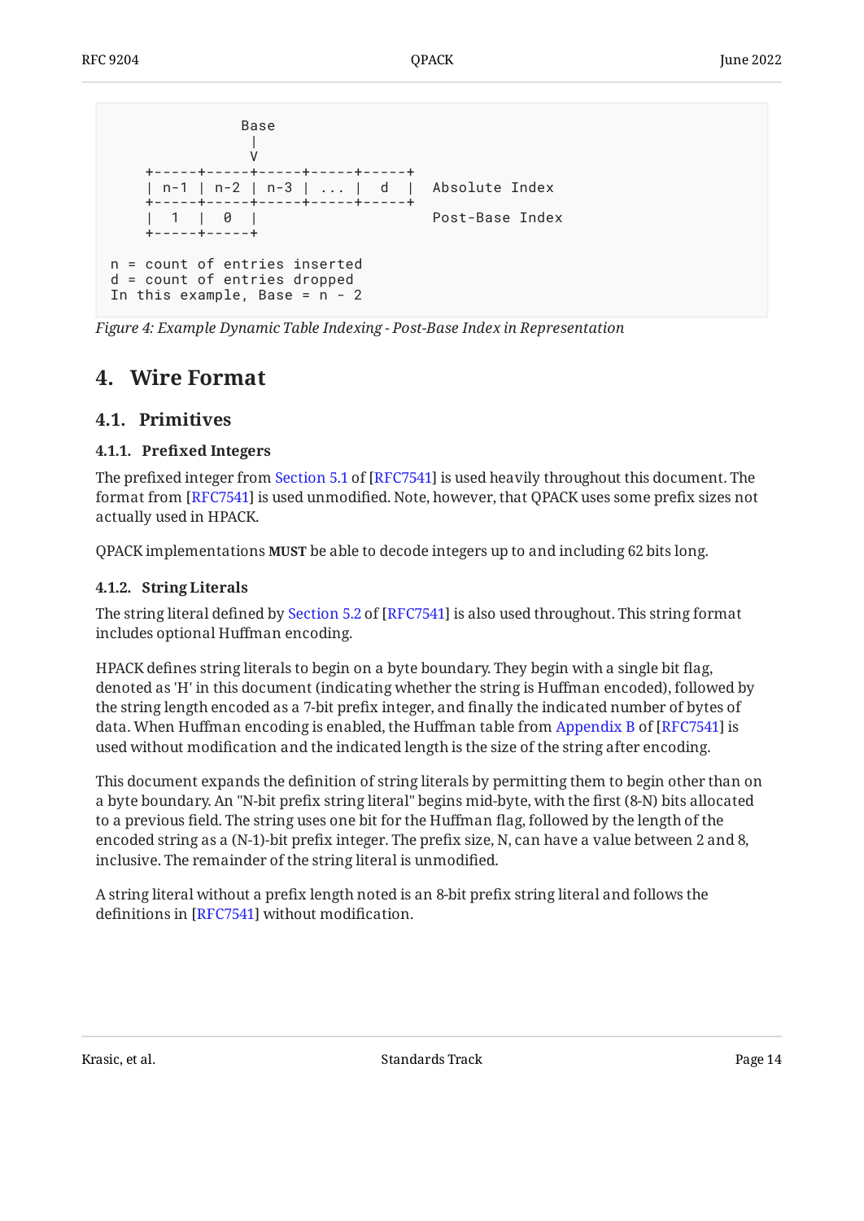```
                Base
                 |
                 V
    +-----+-----+-----+-----+-----+
    | n-1 | n-2 | n-3 | ... |  d  |  Absolute Index
    +-----+-----+-----+-----+-----+
    |  1  |  0  |                    Post-Base Index
    +-----+-----+

n = count of entries inserted
d = count of entries dropped
In this example, Base = n - 2
```

*Figure 4: Example Dynamic Table Indexing - Post-Base Index in Representation*

# 4. Wire Format

## 4.1. Primitives

### 4.1.1. Prefixed Integers

The prefixed integer from Section 5.1 of [RFC7541] is used heavily throughout this document. The format from [RFC7541] is used unmodified. Note, however, that QPACK uses some prefix sizes not actually used in HPACK.

QPACK implementations **MUST** be able to decode integers up to and including 62 bits long.

### 4.1.2. String Literals

The string literal defined by Section 5.2 of [RFC7541] is also used throughout. This string format includes optional Huffman encoding.

HPACK defines string literals to begin on a byte boundary. They begin with a single bit flag, denoted as 'H' in this document (indicating whether the string is Huffman encoded), followed by the string length encoded as a 7-bit prefix integer, and finally the indicated number of bytes of data. When Huffman encoding is enabled, the Huffman table from Appendix B of [RFC7541] is used without modification and the indicated length is the size of the string after encoding.

This document expands the definition of string literals by permitting them to begin other than on a byte boundary. An "N-bit prefix string literal" begins mid-byte, with the first (8-N) bits allocated to a previous field. The string uses one bit for the Huffman flag, followed by the length of the encoded string as a (N-1)-bit prefix integer. The prefix size, N, can have a value between 2 and 8, inclusive. The remainder of the string literal is unmodified.

A string literal without a prefix length noted is an 8-bit prefix string literal and follows the definitions in [RFC7541] without modification.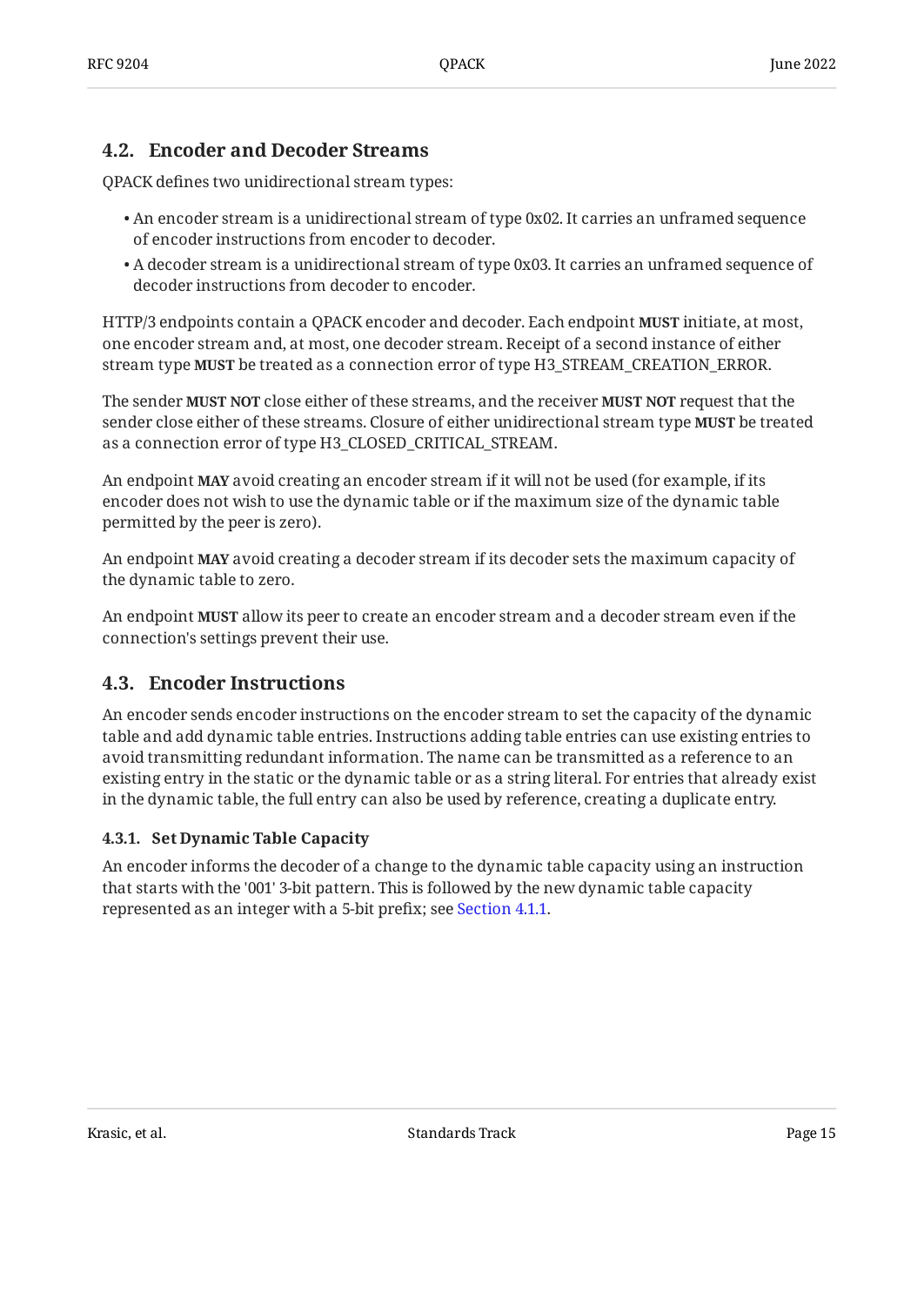## 4.2. Encoder and Decoder Streams

QPACK defines two unidirectional stream types:

- An encoder stream is a unidirectional stream of type 0x02. It carries an unframed sequence of encoder instructions from encoder to decoder.
- A decoder stream is a unidirectional stream of type 0x03. It carries an unframed sequence of decoder instructions from decoder to encoder.

HTTP/3 endpoints contain a QPACK encoder and decoder. Each endpoint **MUST** initiate, at most, one encoder stream and, at most, one decoder stream. Receipt of a second instance of either stream type **MUST** be treated as a connection error of type H3_STREAM_CREATION_ERROR.

The sender **MUST NOT** close either of these streams, and the receiver **MUST NOT** request that the sender close either of these streams. Closure of either unidirectional stream type **MUST** be treated as a connection error of type H3_CLOSED_CRITICAL_STREAM.

An endpoint **MAY** avoid creating an encoder stream if it will not be used (for example, if its encoder does not wish to use the dynamic table or if the maximum size of the dynamic table permitted by the peer is zero).

An endpoint **MAY** avoid creating a decoder stream if its decoder sets the maximum capacity of the dynamic table to zero.

An endpoint **MUST** allow its peer to create an encoder stream and a decoder stream even if the connection's settings prevent their use.

## 4.3. Encoder Instructions

An encoder sends encoder instructions on the encoder stream to set the capacity of the dynamic table and add dynamic table entries. Instructions adding table entries can use existing entries to avoid transmitting redundant information. The name can be transmitted as a reference to an existing entry in the static or the dynamic table or as a string literal. For entries that already exist in the dynamic table, the full entry can also be used by reference, creating a duplicate entry.

### 4.3.1. Set Dynamic Table Capacity

An encoder informs the decoder of a change to the dynamic table capacity using an instruction that starts with the '001' 3-bit pattern. This is followed by the new dynamic table capacity represented as an integer with a 5-bit prefix; see Section 4.1.1.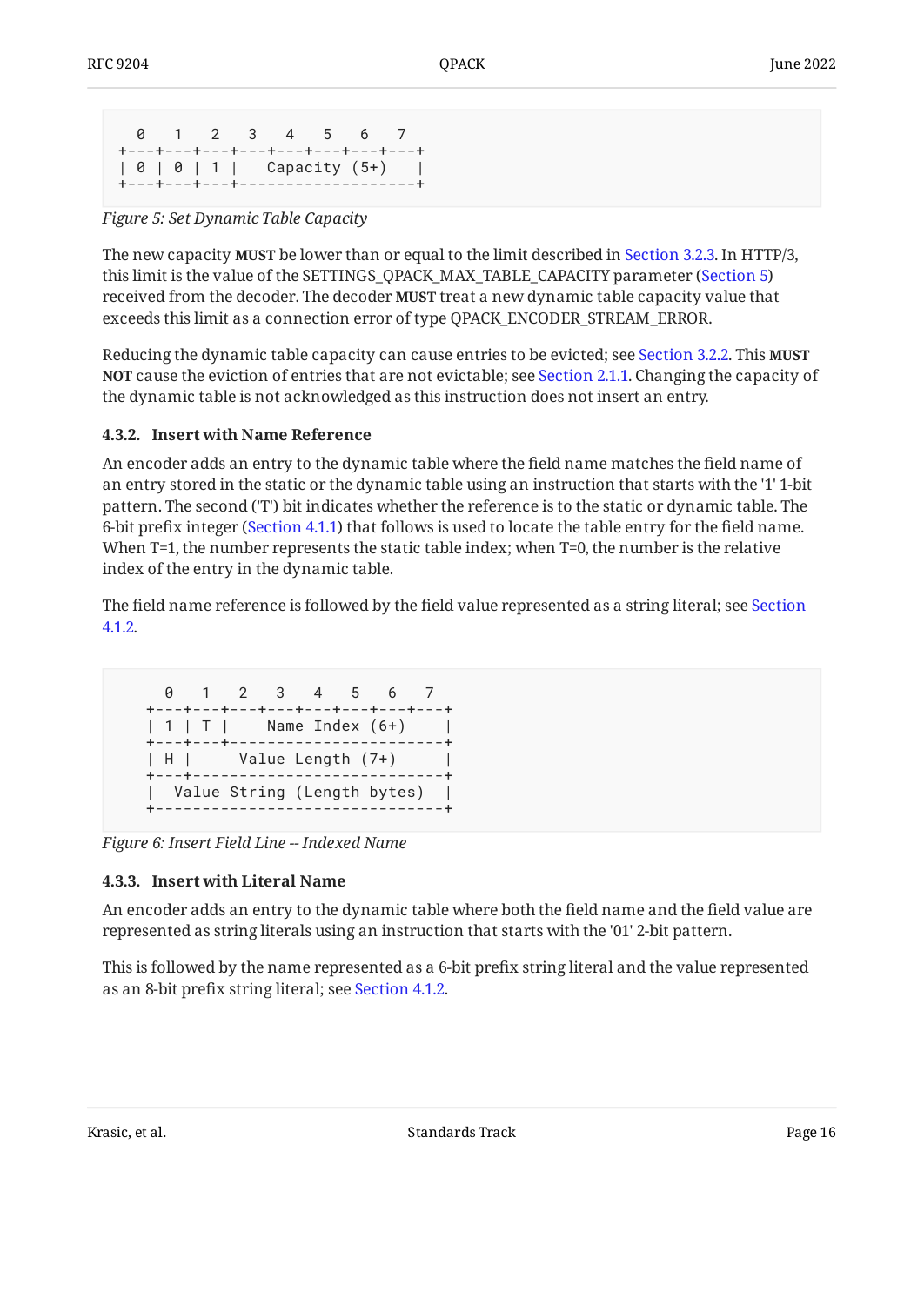```
  0   1   2   3   4   5   6   7
+---+---+---+---+---+---+---+---+
| 0 | 0 | 1 |   Capacity (5+)   |
+---+---+---+-------------------+
```

*Figure 5: Set Dynamic Table Capacity*

The new capacity **MUST** be lower than or equal to the limit described in Section 3.2.3. In HTTP/3, this limit is the value of the SETTINGS_QPACK_MAX_TABLE_CAPACITY parameter (Section 5) received from the decoder. The decoder **MUST** treat a new dynamic table capacity value that exceeds this limit as a connection error of type QPACK_ENCODER_STREAM_ERROR.

Reducing the dynamic table capacity can cause entries to be evicted; see Section 3.2.2. This **MUST NOT** cause the eviction of entries that are not evictable; see Section 2.1.1. Changing the capacity of the dynamic table is not acknowledged as this instruction does not insert an entry.

#### 4.3.2. Insert with Name Reference

An encoder adds an entry to the dynamic table where the field name matches the field name of an entry stored in the static or the dynamic table using an instruction that starts with the '1' 1-bit pattern. The second ('T') bit indicates whether the reference is to the static or dynamic table. The 6-bit prefix integer (Section 4.1.1) that follows is used to locate the table entry for the field name. When T=1, the number represents the static table index; when T=0, the number is the relative index of the entry in the dynamic table.

The field name reference is followed by the field value represented as a string literal; see Section 4.1.2.

```
     0   1   2   3   4   5   6   7
   +---+---+---+---+---+---+---+---+
   | 1 | T |    Name Index (6+)    |
   +---+---+-----------------------+
   | H |     Value Length (7+)     |
   +---+---------------------------+
   |  Value String (Length bytes)  |
   +-------------------------------+
```

*Figure 6: Insert Field Line -- Indexed Name*

#### 4.3.3. Insert with Literal Name

An encoder adds an entry to the dynamic table where both the field name and the field value are represented as string literals using an instruction that starts with the '01' 2-bit pattern.

This is followed by the name represented as a 6-bit prefix string literal and the value represented as an 8-bit prefix string literal; see Section 4.1.2.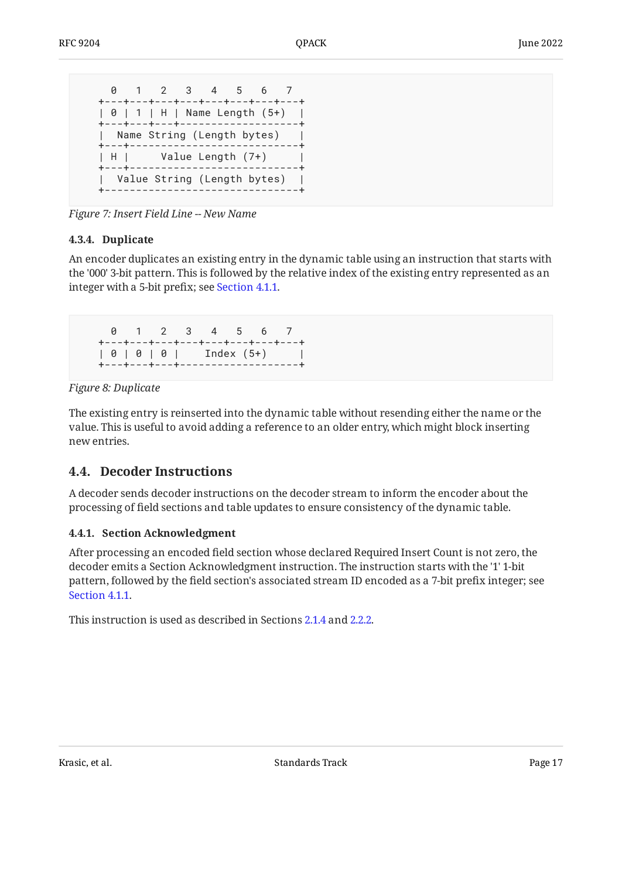```
  0   1   2   3   4   5   6   7
+---+---+---+---+---+---+---+---+
| 0 | 1 | H | Name Length (5+)  |
+---+---+---+-------------------+
|  Name String (Length bytes)   |
+---+---------------------------+
| H |     Value Length (7+)     |
+---+---------------------------+
|  Value String (Length bytes)  |
+-------------------------------+
```

*Figure 7: Insert Field Line -- New Name*

#### 4.3.4. Duplicate

An encoder duplicates an existing entry in the dynamic table using an instruction that starts with the '000' 3-bit pattern. This is followed by the relative index of the existing entry represented as an integer with a 5-bit prefix; see Section 4.1.1.

```
  0   1   2   3   4   5   6   7
+---+---+---+---+---+---+---+---+
| 0 | 0 | 0 |    Index (5+)     |
+---+---+---+-------------------+
```

*Figure 8: Duplicate*

The existing entry is reinserted into the dynamic table without resending either the name or the value. This is useful to avoid adding a reference to an older entry, which might block inserting new entries.

### 4.4. Decoder Instructions

A decoder sends decoder instructions on the decoder stream to inform the encoder about the processing of field sections and table updates to ensure consistency of the dynamic table.

#### 4.4.1. Section Acknowledgment

After processing an encoded field section whose declared Required Insert Count is not zero, the decoder emits a Section Acknowledgment instruction. The instruction starts with the '1' 1-bit pattern, followed by the field section's associated stream ID encoded as a 7-bit prefix integer; see Section 4.1.1.

This instruction is used as described in Sections 2.1.4 and 2.2.2.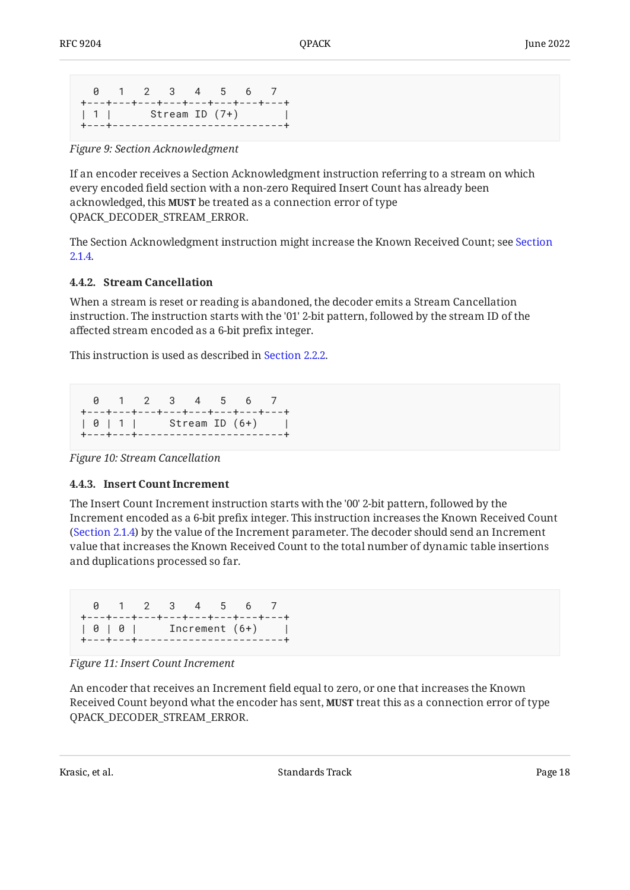```
  0   1   2   3   4   5   6   7
+---+---+---+---+---+---+---+---+
| 1 |      Stream ID (7+)       |
+---+---------------------------+
```

*Figure 9: Section Acknowledgment*

If an encoder receives a Section Acknowledgment instruction referring to a stream on which every encoded field section with a non-zero Required Insert Count has already been acknowledged, this **MUST** be treated as a connection error of type QPACK_DECODER_STREAM_ERROR.

The Section Acknowledgment instruction might increase the Known Received Count; see Section 2.1.4.

#### 4.4.2. Stream Cancellation

When a stream is reset or reading is abandoned, the decoder emits a Stream Cancellation instruction. The instruction starts with the '01' 2-bit pattern, followed by the stream ID of the affected stream encoded as a 6-bit prefix integer.

This instruction is used as described in Section 2.2.2.

```
  0   1   2   3   4   5   6   7
+---+---+---+---+---+---+---+---+
| 0 | 1 |     Stream ID (6+)    |
+---+---+-----------------------+
```

*Figure 10: Stream Cancellation*

#### 4.4.3. Insert Count Increment

The Insert Count Increment instruction starts with the '00' 2-bit pattern, followed by the Increment encoded as a 6-bit prefix integer. This instruction increases the Known Received Count (Section 2.1.4) by the value of the Increment parameter. The decoder should send an Increment value that increases the Known Received Count to the total number of dynamic table insertions and duplications processed so far.

```
  0   1   2   3   4   5   6   7
+---+---+---+---+---+---+---+---+
| 0 | 0 |     Increment (6+)    |
+---+---+-----------------------+
```

*Figure 11: Insert Count Increment*

An encoder that receives an Increment field equal to zero, or one that increases the Known Received Count beyond what the encoder has sent, **MUST** treat this as a connection error of type QPACK_DECODER_STREAM_ERROR.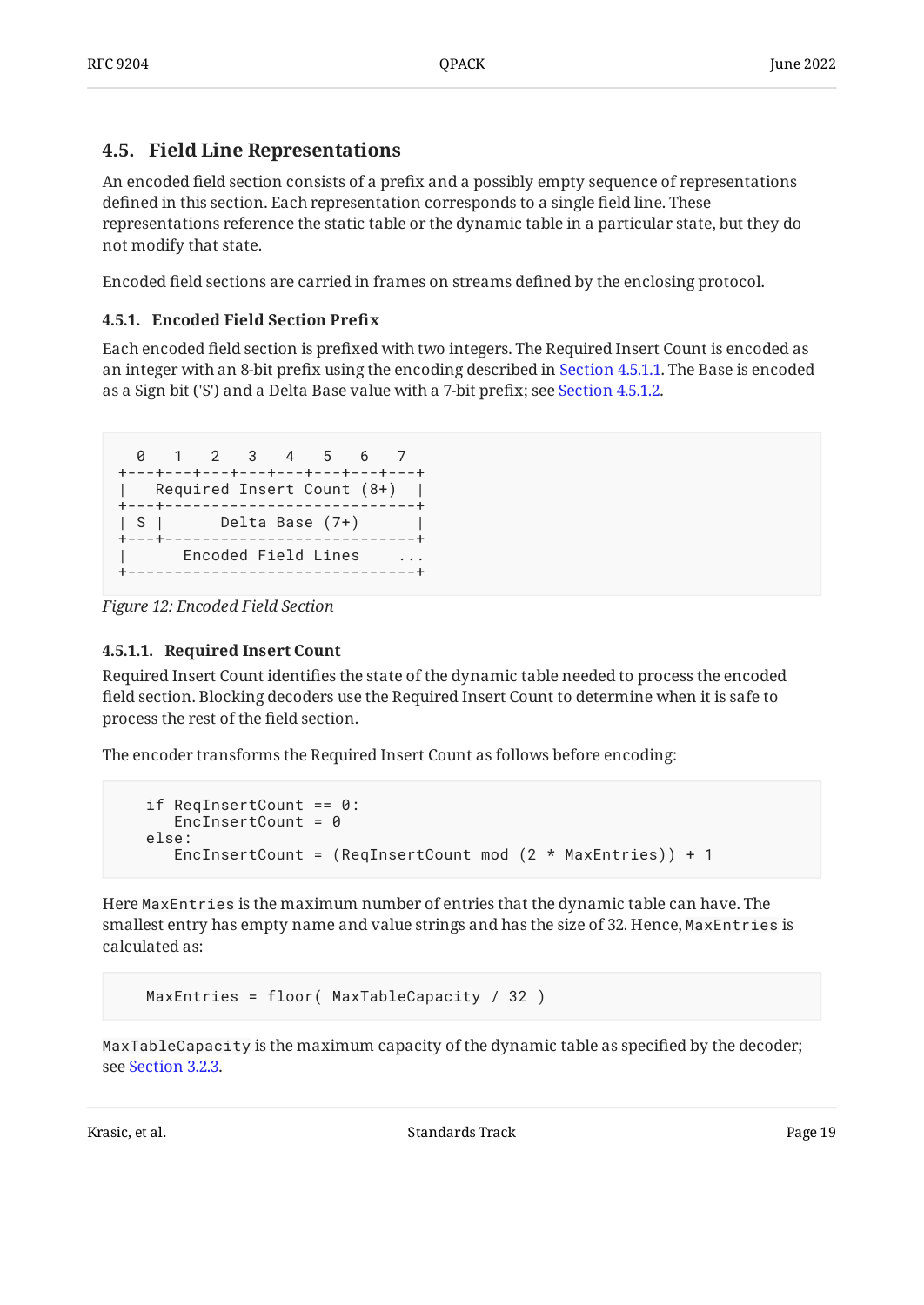## 4.5. Field Line Representations

An encoded field section consists of a prefix and a possibly empty sequence of representations defined in this section. Each representation corresponds to a single field line. These representations reference the static table or the dynamic table in a particular state, but they do not modify that state.

Encoded field sections are carried in frames on streams defined by the enclosing protocol.

### 4.5.1. Encoded Field Section Prefix

Each encoded field section is prefixed with two integers. The Required Insert Count is encoded as an integer with an 8-bit prefix using the encoding described in Section 4.5.1.1. The Base is encoded as a Sign bit ('S') and a Delta Base value with a 7-bit prefix; see Section 4.5.1.2.

```
  0   1   2   3   4   5   6   7
+---+---+---+---+---+---+---+---+
|   Required Insert Count (8+)  |
+---+---------------------------+
| S |      Delta Base (7+)      |
+---+---------------------------+
|      Encoded Field Lines    ...
+-------------------------------+
```

*Figure 12: Encoded Field Section*

#### 4.5.1.1. Required Insert Count

Required Insert Count identifies the state of the dynamic table needed to process the encoded field section. Blocking decoders use the Required Insert Count to determine when it is safe to process the rest of the field section.

The encoder transforms the Required Insert Count as follows before encoding:

```
   if ReqInsertCount == 0:
      EncInsertCount = 0
   else:
      EncInsertCount = (ReqInsertCount mod (2 * MaxEntries)) + 1
```

Here `MaxEntries` is the maximum number of entries that the dynamic table can have. The smallest entry has empty name and value strings and has the size of 32. Hence, `MaxEntries` is calculated as:

```
   MaxEntries = floor( MaxTableCapacity / 32 )
```

`MaxTableCapacity` is the maximum capacity of the dynamic table as specified by the decoder; see Section 3.2.3.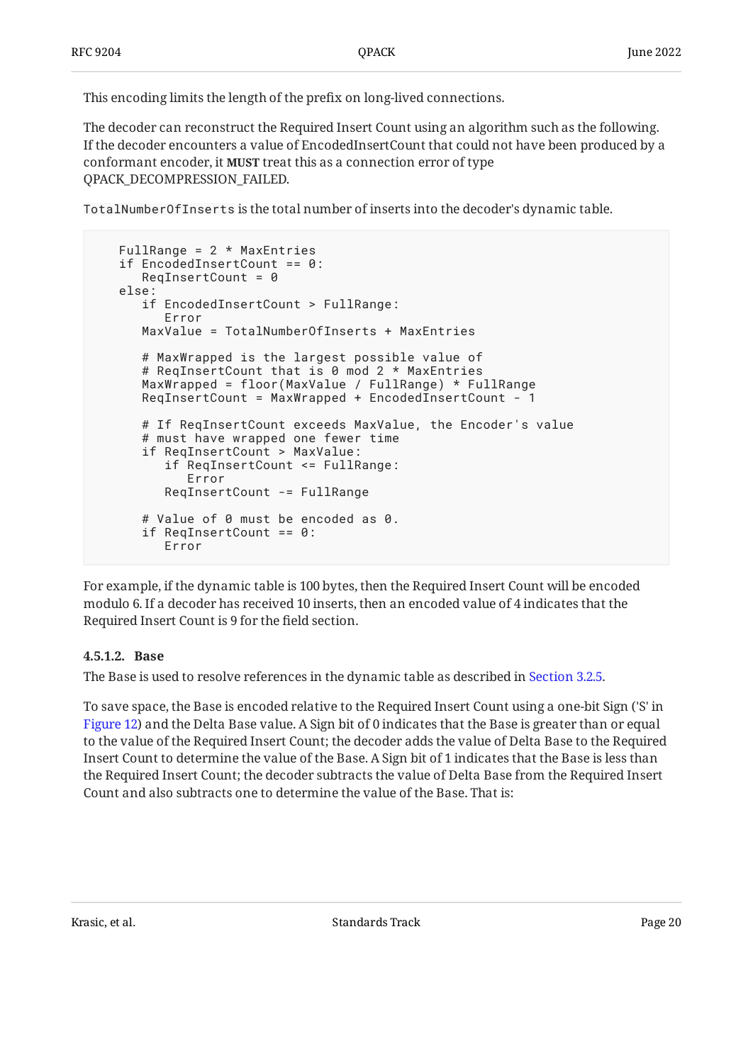This encoding limits the length of the prefix on long-lived connections.

The decoder can reconstruct the Required Insert Count using an algorithm such as the following. If the decoder encounters a value of EncodedInsertCount that could not have been produced by a conformant encoder, it **MUST** treat this as a connection error of type QPACK_DECOMPRESSION_FAILED.

`TotalNumberOfInserts` is the total number of inserts into the decoder's dynamic table.

```
FullRange = 2 * MaxEntries
if EncodedInsertCount == 0:
   ReqInsertCount = 0
else:
   if EncodedInsertCount > FullRange:
      Error
   MaxValue = TotalNumberOfInserts + MaxEntries

   # MaxWrapped is the largest possible value of
   # ReqInsertCount that is 0 mod 2 * MaxEntries
   MaxWrapped = floor(MaxValue / FullRange) * FullRange
   ReqInsertCount = MaxWrapped + EncodedInsertCount - 1

   # If ReqInsertCount exceeds MaxValue, the Encoder's value
   # must have wrapped one fewer time
   if ReqInsertCount > MaxValue:
      if ReqInsertCount <= FullRange:
         Error
      ReqInsertCount -= FullRange

   # Value of 0 must be encoded as 0.
   if ReqInsertCount == 0:
      Error
```

For example, if the dynamic table is 100 bytes, then the Required Insert Count will be encoded modulo 6. If a decoder has received 10 inserts, then an encoded value of 4 indicates that the Required Insert Count is 9 for the field section.

#### 4.5.1.2. Base

The Base is used to resolve references in the dynamic table as described in Section 3.2.5.

To save space, the Base is encoded relative to the Required Insert Count using a one-bit Sign ('S' in Figure 12) and the Delta Base value. A Sign bit of 0 indicates that the Base is greater than or equal to the value of the Required Insert Count; the decoder adds the value of Delta Base to the Required Insert Count to determine the value of the Base. A Sign bit of 1 indicates that the Base is less than the Required Insert Count; the decoder subtracts the value of Delta Base from the Required Insert Count and also subtracts one to determine the value of the Base. That is: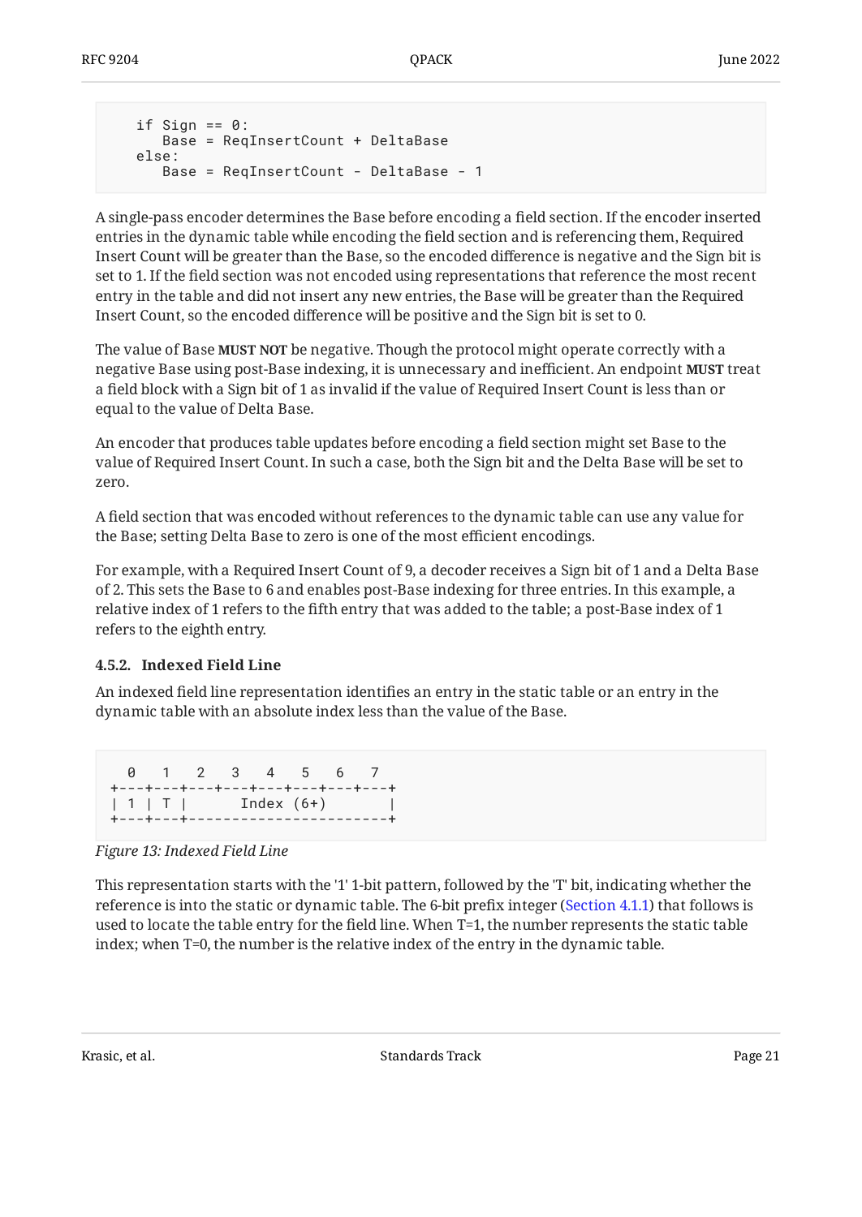```
   if Sign == 0:
      Base = ReqInsertCount + DeltaBase
   else:
      Base = ReqInsertCount - DeltaBase - 1
```

A single-pass encoder determines the Base before encoding a field section. If the encoder inserted entries in the dynamic table while encoding the field section and is referencing them, Required Insert Count will be greater than the Base, so the encoded difference is negative and the Sign bit is set to 1. If the field section was not encoded using representations that reference the most recent entry in the table and did not insert any new entries, the Base will be greater than the Required Insert Count, so the encoded difference will be positive and the Sign bit is set to 0.

The value of Base **MUST NOT** be negative. Though the protocol might operate correctly with a negative Base using post-Base indexing, it is unnecessary and inefficient. An endpoint **MUST** treat a field block with a Sign bit of 1 as invalid if the value of Required Insert Count is less than or equal to the value of Delta Base.

An encoder that produces table updates before encoding a field section might set Base to the value of Required Insert Count. In such a case, both the Sign bit and the Delta Base will be set to zero.

A field section that was encoded without references to the dynamic table can use any value for the Base; setting Delta Base to zero is one of the most efficient encodings.

For example, with a Required Insert Count of 9, a decoder receives a Sign bit of 1 and a Delta Base of 2. This sets the Base to 6 and enables post-Base indexing for three entries. In this example, a relative index of 1 refers to the fifth entry that was added to the table; a post-Base index of 1 refers to the eighth entry.

#### 4.5.2. Indexed Field Line

An indexed field line representation identifies an entry in the static table or an entry in the dynamic table with an absolute index less than the value of the Base.

```
  0   1   2   3   4   5   6   7
+---+---+---+---+---+---+---+---+
| 1 | T |      Index (6+)       |
+---+---+-----------------------+
```

*Figure 13: Indexed Field Line*

This representation starts with the '1' 1-bit pattern, followed by the 'T' bit, indicating whether the reference is into the static or dynamic table. The 6-bit prefix integer (Section 4.1.1) that follows is used to locate the table entry for the field line. When T=1, the number represents the static table index; when T=0, the number is the relative index of the entry in the dynamic table.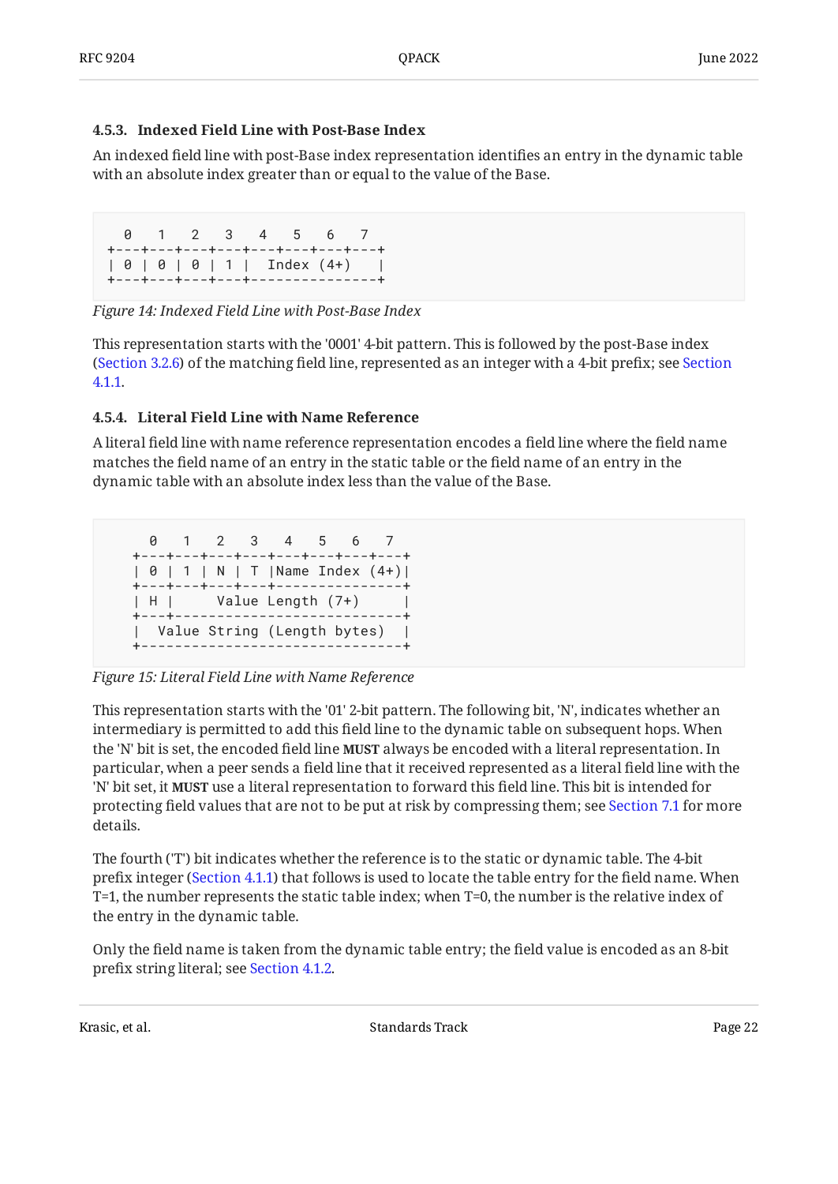#### 4.5.3. Indexed Field Line with Post-Base Index

An indexed field line with post-Base index representation identifies an entry in the dynamic table with an absolute index greater than or equal to the value of the Base.

```
  0   1   2   3   4   5   6   7
+---+---+---+---+---+---+---+---+
| 0 | 0 | 0 | 1 |  Index (4+)   |
+---+---+---+---+---------------+
```

*Figure 14: Indexed Field Line with Post-Base Index*

This representation starts with the '0001' 4-bit pattern. This is followed by the post-Base index (Section 3.2.6) of the matching field line, represented as an integer with a 4-bit prefix; see Section 4.1.1.

#### 4.5.4. Literal Field Line with Name Reference

A literal field line with name reference representation encodes a field line where the field name matches the field name of an entry in the static table or the field name of an entry in the dynamic table with an absolute index less than the value of the Base.

```
  0   1   2   3   4   5   6   7
+---+---+---+---+---+---+---+---+
| 0 | 1 | N | T |Name Index (4+)|
+---+---+---+---+---------------+
| H |     Value Length (7+)     |
+---+---------------------------+
|  Value String (Length bytes)  |
+-------------------------------+
```

*Figure 15: Literal Field Line with Name Reference*

This representation starts with the '01' 2-bit pattern. The following bit, 'N', indicates whether an intermediary is permitted to add this field line to the dynamic table on subsequent hops. When the 'N' bit is set, the encoded field line **MUST** always be encoded with a literal representation. In particular, when a peer sends a field line that it received represented as a literal field line with the 'N' bit set, it **MUST** use a literal representation to forward this field line. This bit is intended for protecting field values that are not to be put at risk by compressing them; see Section 7.1 for more details.

The fourth ('T') bit indicates whether the reference is to the static or dynamic table. The 4-bit prefix integer (Section 4.1.1) that follows is used to locate the table entry for the field name. When T=1, the number represents the static table index; when T=0, the number is the relative index of the entry in the dynamic table.

Only the field name is taken from the dynamic table entry; the field value is encoded as an 8-bit prefix string literal; see Section 4.1.2.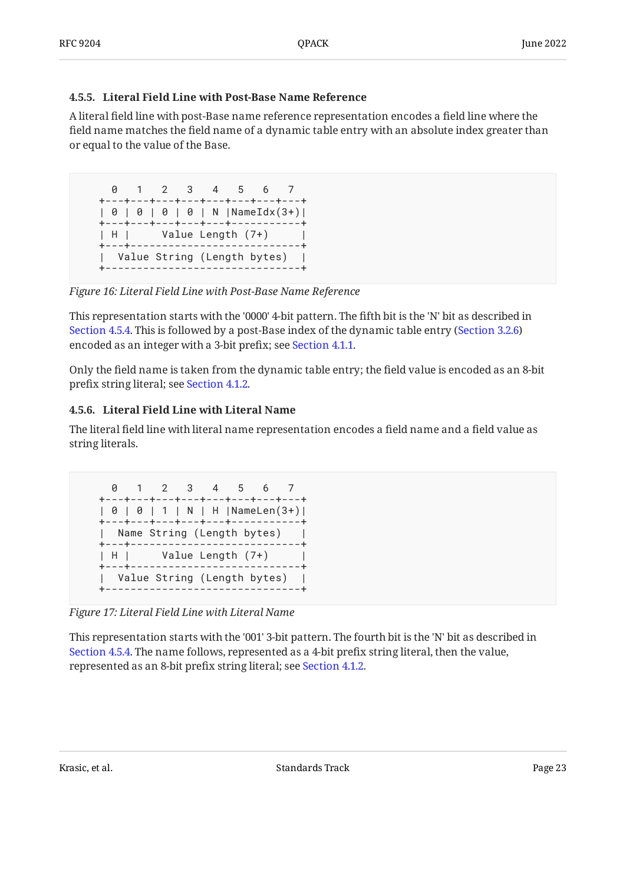#### 4.5.5. Literal Field Line with Post-Base Name Reference

A literal field line with post-Base name reference representation encodes a field line where the field name matches the field name of a dynamic table entry with an absolute index greater than or equal to the value of the Base.

```
  0   1   2   3   4   5   6   7
+---+---+---+---+---+---+---+---+
| 0 | 0 | 0 | 0 | N |NameIdx(3+)|
+---+---+---+---+---+-----------+
| H |     Value Length (7+)     |
+---+---------------------------+
|  Value String (Length bytes)  |
+-------------------------------+
```

*Figure 16: Literal Field Line with Post-Base Name Reference*

This representation starts with the '0000' 4-bit pattern. The fifth bit is the 'N' bit as described in Section 4.5.4. This is followed by a post-Base index of the dynamic table entry (Section 3.2.6) encoded as an integer with a 3-bit prefix; see Section 4.1.1.

Only the field name is taken from the dynamic table entry; the field value is encoded as an 8-bit prefix string literal; see Section 4.1.2.

#### 4.5.6. Literal Field Line with Literal Name

The literal field line with literal name representation encodes a field name and a field value as string literals.

```
  0   1   2   3   4   5   6   7
+---+---+---+---+---+---+---+---+
| 0 | 0 | 1 | N | H |NameLen(3+)|
+---+---+---+---+---+-----------+
|  Name String (Length bytes)   |
+---+---------------------------+
| H |     Value Length (7+)     |
+---+---------------------------+
|  Value String (Length bytes)  |
+-------------------------------+
```

*Figure 17: Literal Field Line with Literal Name*

This representation starts with the '001' 3-bit pattern. The fourth bit is the 'N' bit as described in Section 4.5.4. The name follows, represented as a 4-bit prefix string literal, then the value, represented as an 8-bit prefix string literal; see Section 4.1.2.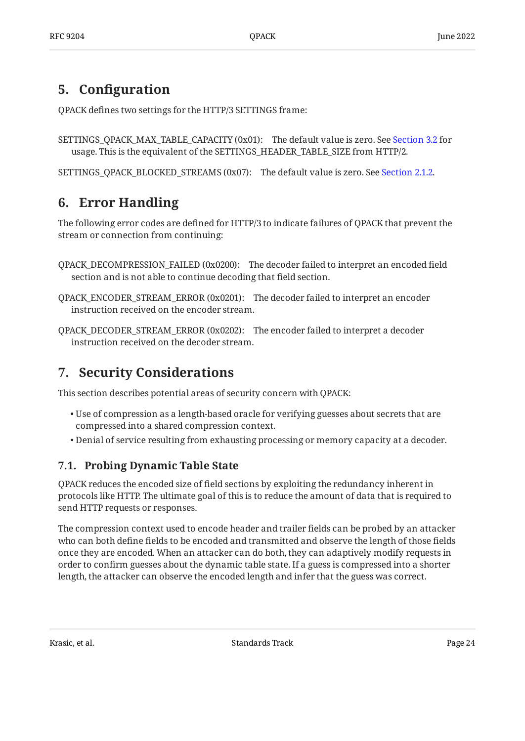## 5. Configuration

QPACK defines two settings for the HTTP/3 SETTINGS frame:

SETTINGS_QPACK_MAX_TABLE_CAPACITY (0x01): The default value is zero. See Section 3.2 for usage. This is the equivalent of the SETTINGS_HEADER_TABLE_SIZE from HTTP/2.

SETTINGS_QPACK_BLOCKED_STREAMS (0x07): The default value is zero. See Section 2.1.2.

## 6. Error Handling

The following error codes are defined for HTTP/3 to indicate failures of QPACK that prevent the stream or connection from continuing:

QPACK_DECOMPRESSION_FAILED (0x0200): The decoder failed to interpret an encoded field section and is not able to continue decoding that field section.

QPACK_ENCODER_STREAM_ERROR (0x0201): The decoder failed to interpret an encoder instruction received on the encoder stream.

QPACK_DECODER_STREAM_ERROR (0x0202): The encoder failed to interpret a decoder instruction received on the decoder stream.

## 7. Security Considerations

This section describes potential areas of security concern with QPACK:

- Use of compression as a length-based oracle for verifying guesses about secrets that are compressed into a shared compression context.
- Denial of service resulting from exhausting processing or memory capacity at a decoder.

### 7.1. Probing Dynamic Table State

QPACK reduces the encoded size of field sections by exploiting the redundancy inherent in protocols like HTTP. The ultimate goal of this is to reduce the amount of data that is required to send HTTP requests or responses.

The compression context used to encode header and trailer fields can be probed by an attacker who can both define fields to be encoded and transmitted and observe the length of those fields once they are encoded. When an attacker can do both, they can adaptively modify requests in order to confirm guesses about the dynamic table state. If a guess is compressed into a shorter length, the attacker can observe the encoded length and infer that the guess was correct.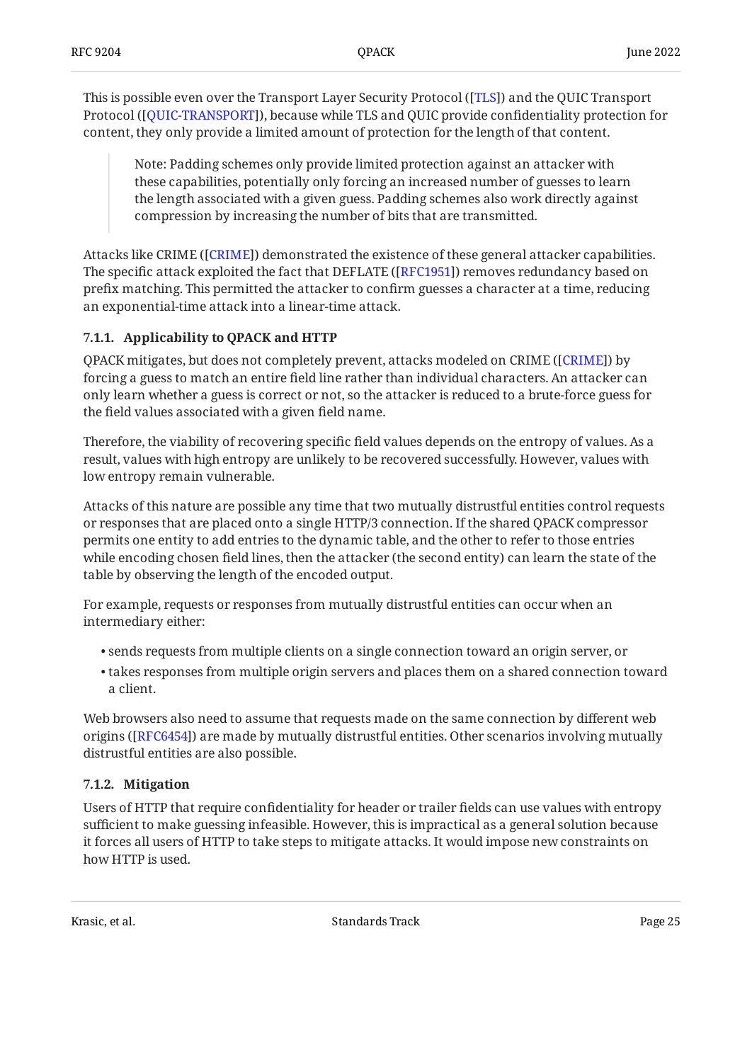This is possible even over the Transport Layer Security Protocol ([TLS]) and the QUIC Transport Protocol ([QUIC-TRANSPORT]), because while TLS and QUIC provide confidentiality protection for content, they only provide a limited amount of protection for the length of that content.

> Note: Padding schemes only provide limited protection against an attacker with these capabilities, potentially only forcing an increased number of guesses to learn the length associated with a given guess. Padding schemes also work directly against compression by increasing the number of bits that are transmitted.

Attacks like CRIME ([CRIME]) demonstrated the existence of these general attacker capabilities. The specific attack exploited the fact that DEFLATE ([RFC1951]) removes redundancy based on prefix matching. This permitted the attacker to confirm guesses a character at a time, reducing an exponential-time attack into a linear-time attack.

### 7.1.1. Applicability to QPACK and HTTP

QPACK mitigates, but does not completely prevent, attacks modeled on CRIME ([CRIME]) by forcing a guess to match an entire field line rather than individual characters. An attacker can only learn whether a guess is correct or not, so the attacker is reduced to a brute-force guess for the field values associated with a given field name.

Therefore, the viability of recovering specific field values depends on the entropy of values. As a result, values with high entropy are unlikely to be recovered successfully. However, values with low entropy remain vulnerable.

Attacks of this nature are possible any time that two mutually distrustful entities control requests or responses that are placed onto a single HTTP/3 connection. If the shared QPACK compressor permits one entity to add entries to the dynamic table, and the other to refer to those entries while encoding chosen field lines, then the attacker (the second entity) can learn the state of the table by observing the length of the encoded output.

For example, requests or responses from mutually distrustful entities can occur when an intermediary either:

- sends requests from multiple clients on a single connection toward an origin server, or
- takes responses from multiple origin servers and places them on a shared connection toward a client.

Web browsers also need to assume that requests made on the same connection by different web origins ([RFC6454]) are made by mutually distrustful entities. Other scenarios involving mutually distrustful entities are also possible.

### 7.1.2. Mitigation

Users of HTTP that require confidentiality for header or trailer fields can use values with entropy sufficient to make guessing infeasible. However, this is impractical as a general solution because it forces all users of HTTP to take steps to mitigate attacks. It would impose new constraints on how HTTP is used.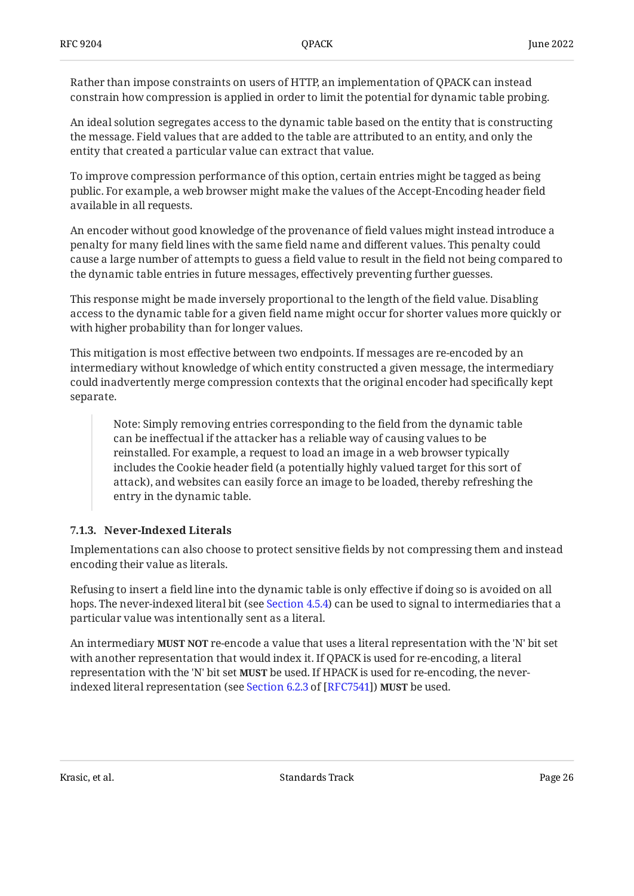Rather than impose constraints on users of HTTP, an implementation of QPACK can instead constrain how compression is applied in order to limit the potential for dynamic table probing.

An ideal solution segregates access to the dynamic table based on the entity that is constructing the message. Field values that are added to the table are attributed to an entity, and only the entity that created a particular value can extract that value.

To improve compression performance of this option, certain entries might be tagged as being public. For example, a web browser might make the values of the Accept-Encoding header field available in all requests.

An encoder without good knowledge of the provenance of field values might instead introduce a penalty for many field lines with the same field name and different values. This penalty could cause a large number of attempts to guess a field value to result in the field not being compared to the dynamic table entries in future messages, effectively preventing further guesses.

This response might be made inversely proportional to the length of the field value. Disabling access to the dynamic table for a given field name might occur for shorter values more quickly or with higher probability than for longer values.

This mitigation is most effective between two endpoints. If messages are re-encoded by an intermediary without knowledge of which entity constructed a given message, the intermediary could inadvertently merge compression contexts that the original encoder had specifically kept separate.

> Note: Simply removing entries corresponding to the field from the dynamic table can be ineffectual if the attacker has a reliable way of causing values to be reinstalled. For example, a request to load an image in a web browser typically includes the Cookie header field (a potentially highly valued target for this sort of attack), and websites can easily force an image to be loaded, thereby refreshing the entry in the dynamic table.

#### 7.1.3. Never-Indexed Literals

Implementations can also choose to protect sensitive fields by not compressing them and instead encoding their value as literals.

Refusing to insert a field line into the dynamic table is only effective if doing so is avoided on all hops. The never-indexed literal bit (see Section 4.5.4) can be used to signal to intermediaries that a particular value was intentionally sent as a literal.

An intermediary **MUST NOT** re-encode a value that uses a literal representation with the 'N' bit set with another representation that would index it. If QPACK is used for re-encoding, a literal representation with the 'N' bit set **MUST** be used. If HPACK is used for re-encoding, the never-indexed literal representation (see Section 6.2.3 of [RFC7541]) **MUST** be used.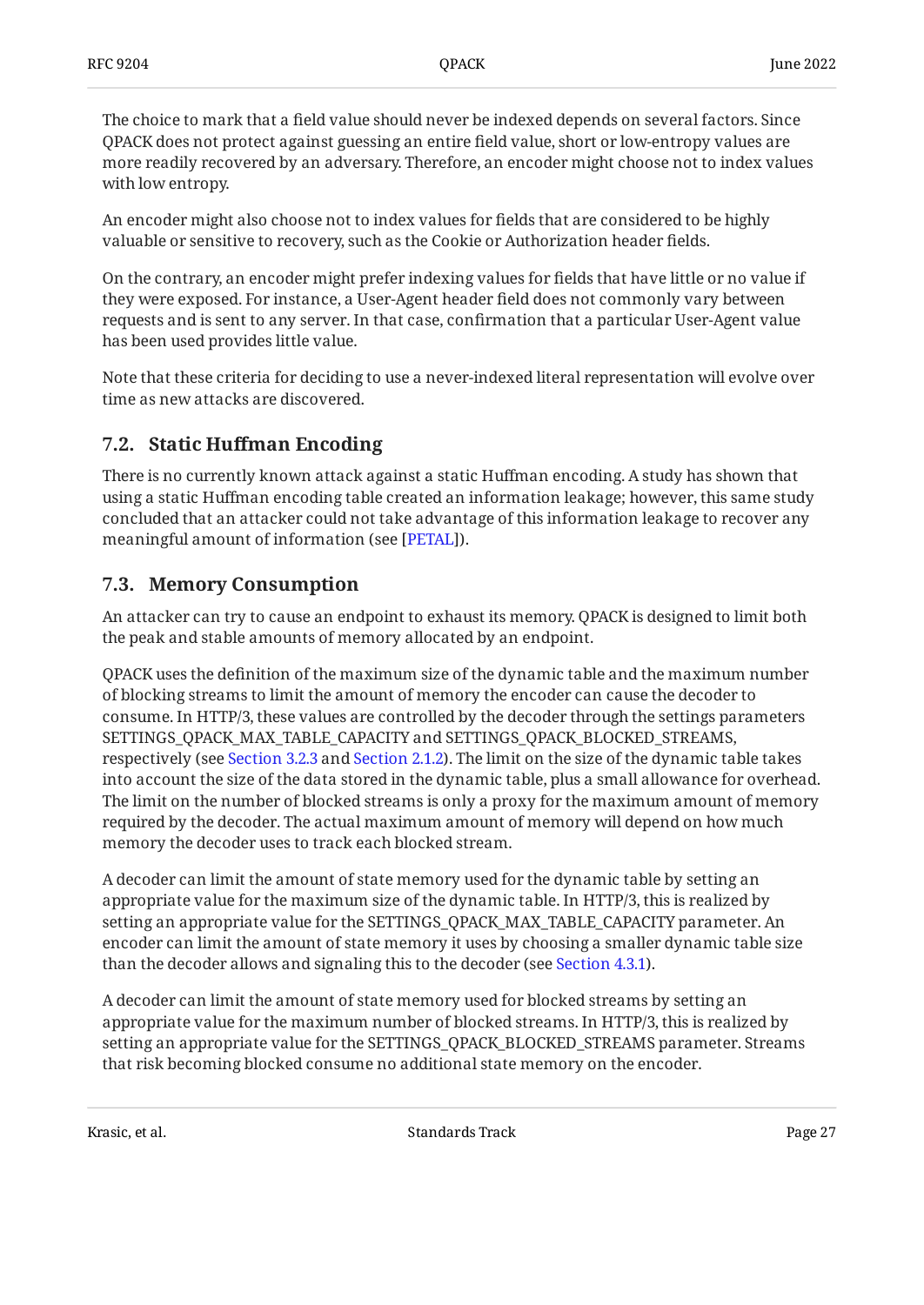The choice to mark that a field value should never be indexed depends on several factors. Since QPACK does not protect against guessing an entire field value, short or low-entropy values are more readily recovered by an adversary. Therefore, an encoder might choose not to index values with low entropy.

An encoder might also choose not to index values for fields that are considered to be highly valuable or sensitive to recovery, such as the Cookie or Authorization header fields.

On the contrary, an encoder might prefer indexing values for fields that have little or no value if they were exposed. For instance, a User-Agent header field does not commonly vary between requests and is sent to any server. In that case, confirmation that a particular User-Agent value has been used provides little value.

Note that these criteria for deciding to use a never-indexed literal representation will evolve over time as new attacks are discovered.

## 7.2. Static Huffman Encoding

There is no currently known attack against a static Huffman encoding. A study has shown that using a static Huffman encoding table created an information leakage; however, this same study concluded that an attacker could not take advantage of this information leakage to recover any meaningful amount of information (see [PETAL]).

## 7.3. Memory Consumption

An attacker can try to cause an endpoint to exhaust its memory. QPACK is designed to limit both the peak and stable amounts of memory allocated by an endpoint.

QPACK uses the definition of the maximum size of the dynamic table and the maximum number of blocking streams to limit the amount of memory the encoder can cause the decoder to consume. In HTTP/3, these values are controlled by the decoder through the settings parameters SETTINGS_QPACK_MAX_TABLE_CAPACITY and SETTINGS_QPACK_BLOCKED_STREAMS, respectively (see Section 3.2.3 and Section 2.1.2). The limit on the size of the dynamic table takes into account the size of the data stored in the dynamic table, plus a small allowance for overhead. The limit on the number of blocked streams is only a proxy for the maximum amount of memory required by the decoder. The actual maximum amount of memory will depend on how much memory the decoder uses to track each blocked stream.

A decoder can limit the amount of state memory used for the dynamic table by setting an appropriate value for the maximum size of the dynamic table. In HTTP/3, this is realized by setting an appropriate value for the SETTINGS_QPACK_MAX_TABLE_CAPACITY parameter. An encoder can limit the amount of state memory it uses by choosing a smaller dynamic table size than the decoder allows and signaling this to the decoder (see Section 4.3.1).

A decoder can limit the amount of state memory used for blocked streams by setting an appropriate value for the maximum number of blocked streams. In HTTP/3, this is realized by setting an appropriate value for the SETTINGS_QPACK_BLOCKED_STREAMS parameter. Streams that risk becoming blocked consume no additional state memory on the encoder.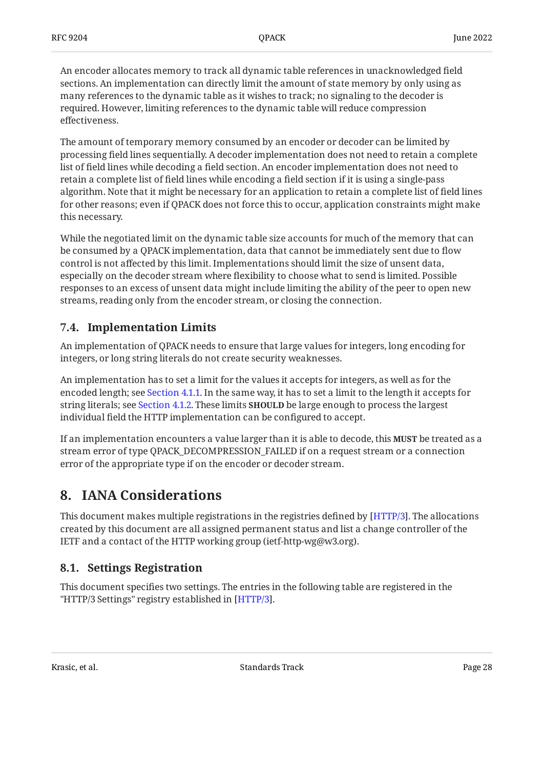An encoder allocates memory to track all dynamic table references in unacknowledged field sections. An implementation can directly limit the amount of state memory by only using as many references to the dynamic table as it wishes to track; no signaling to the decoder is required. However, limiting references to the dynamic table will reduce compression effectiveness.

The amount of temporary memory consumed by an encoder or decoder can be limited by processing field lines sequentially. A decoder implementation does not need to retain a complete list of field lines while decoding a field section. An encoder implementation does not need to retain a complete list of field lines while encoding a field section if it is using a single-pass algorithm. Note that it might be necessary for an application to retain a complete list of field lines for other reasons; even if QPACK does not force this to occur, application constraints might make this necessary.

While the negotiated limit on the dynamic table size accounts for much of the memory that can be consumed by a QPACK implementation, data that cannot be immediately sent due to flow control is not affected by this limit. Implementations should limit the size of unsent data, especially on the decoder stream where flexibility to choose what to send is limited. Possible responses to an excess of unsent data might include limiting the ability of the peer to open new streams, reading only from the encoder stream, or closing the connection.

### 7.4. Implementation Limits

An implementation of QPACK needs to ensure that large values for integers, long encoding for integers, or long string literals do not create security weaknesses.

An implementation has to set a limit for the values it accepts for integers, as well as for the encoded length; see Section 4.1.1. In the same way, it has to set a limit to the length it accepts for string literals; see Section 4.1.2. These limits **SHOULD** be large enough to process the largest individual field the HTTP implementation can be configured to accept.

If an implementation encounters a value larger than it is able to decode, this **MUST** be treated as a stream error of type QPACK_DECOMPRESSION_FAILED if on a request stream or a connection error of the appropriate type if on the encoder or decoder stream.

## 8. IANA Considerations

This document makes multiple registrations in the registries defined by [HTTP/3]. The allocations created by this document are all assigned permanent status and list a change controller of the IETF and a contact of the HTTP working group (ietf-http-wg@w3.org).

### 8.1. Settings Registration

This document specifies two settings. The entries in the following table are registered in the "HTTP/3 Settings" registry established in [HTTP/3].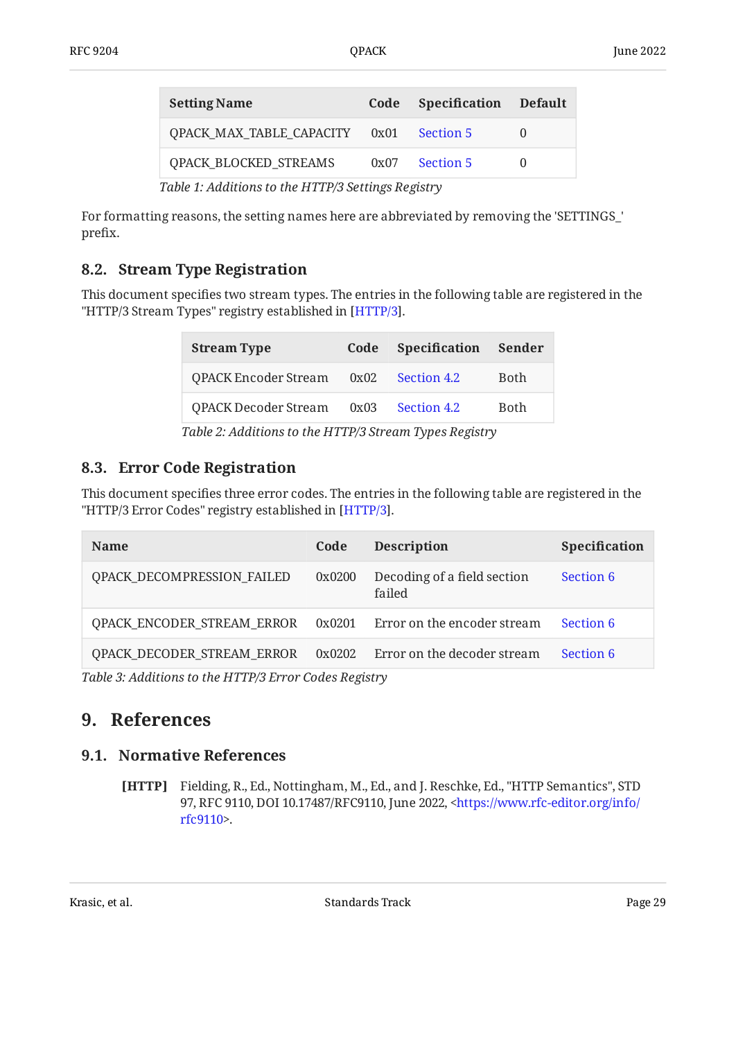| Setting Name | Code | Specification | Default |
|---|---|---|---|
| QPACK_MAX_TABLE_CAPACITY | 0x01 | Section 5 | 0 |
| QPACK_BLOCKED_STREAMS | 0x07 | Section 5 | 0 |

*Table 1: Additions to the HTTP/3 Settings Registry*

For formatting reasons, the setting names here are abbreviated by removing the 'SETTINGS_' prefix.

### 8.2. Stream Type Registration

This document specifies two stream types. The entries in the following table are registered in the "HTTP/3 Stream Types" registry established in [HTTP/3].

| Stream Type | Code | Specification | Sender |
|---|---|---|---|
| QPACK Encoder Stream | 0x02 | Section 4.2 | Both |
| QPACK Decoder Stream | 0x03 | Section 4.2 | Both |

*Table 2: Additions to the HTTP/3 Stream Types Registry*

### 8.3. Error Code Registration

This document specifies three error codes. The entries in the following table are registered in the "HTTP/3 Error Codes" registry established in [HTTP/3].

| Name | Code | Description | Specification |
|---|---|---|---|
| QPACK_DECOMPRESSION_FAILED | 0x0200 | Decoding of a field section failed | Section 6 |
| QPACK_ENCODER_STREAM_ERROR | 0x0201 | Error on the encoder stream | Section 6 |
| QPACK_DECODER_STREAM_ERROR | 0x0202 | Error on the decoder stream | Section 6 |

*Table 3: Additions to the HTTP/3 Error Codes Registry*

## 9. References

### 9.1. Normative References

**[HTTP]** Fielding, R., Ed., Nottingham, M., Ed., and J. Reschke, Ed., "HTTP Semantics", STD 97, RFC 9110, DOI 10.17487/RFC9110, June 2022, <https://www.rfc-editor.org/info/rfc9110>.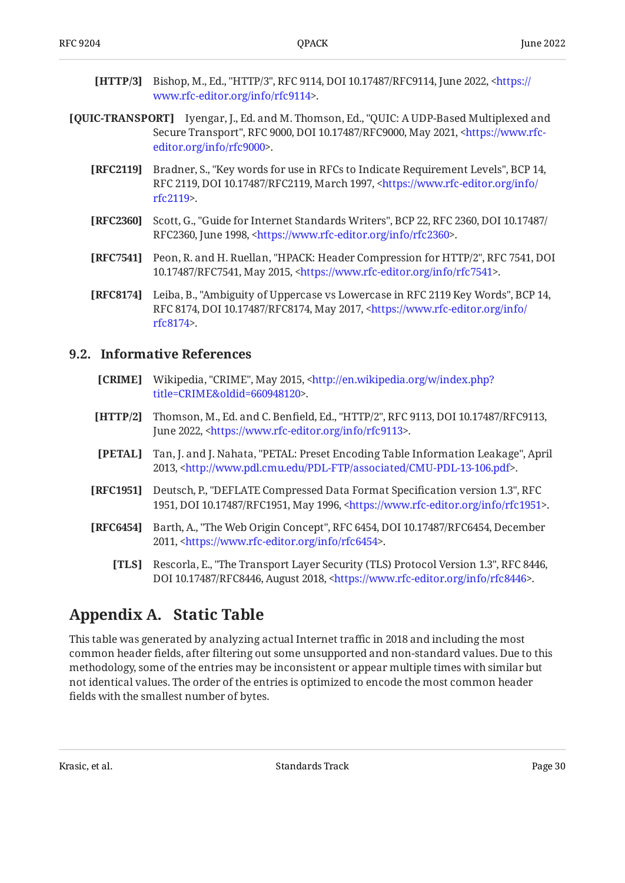**[HTTP/3]** Bishop, M., Ed., "HTTP/3", RFC 9114, DOI 10.17487/RFC9114, June 2022, <https://www.rfc-editor.org/info/rfc9114>.

**[QUIC-TRANSPORT]** Iyengar, J., Ed. and M. Thomson, Ed., "QUIC: A UDP-Based Multiplexed and Secure Transport", RFC 9000, DOI 10.17487/RFC9000, May 2021, <https://www.rfc-editor.org/info/rfc9000>.

**[RFC2119]** Bradner, S., "Key words for use in RFCs to Indicate Requirement Levels", BCP 14, RFC 2119, DOI 10.17487/RFC2119, March 1997, <https://www.rfc-editor.org/info/rfc2119>.

**[RFC2360]** Scott, G., "Guide for Internet Standards Writers", BCP 22, RFC 2360, DOI 10.17487/RFC2360, June 1998, <https://www.rfc-editor.org/info/rfc2360>.

**[RFC7541]** Peon, R. and H. Ruellan, "HPACK: Header Compression for HTTP/2", RFC 7541, DOI 10.17487/RFC7541, May 2015, <https://www.rfc-editor.org/info/rfc7541>.

**[RFC8174]** Leiba, B., "Ambiguity of Uppercase vs Lowercase in RFC 2119 Key Words", BCP 14, RFC 8174, DOI 10.17487/RFC8174, May 2017, <https://www.rfc-editor.org/info/rfc8174>.

### 9.2. Informative References

**[CRIME]** Wikipedia, "CRIME", May 2015, <http://en.wikipedia.org/w/index.php?title=CRIME&oldid=660948120>.

**[HTTP/2]** Thomson, M., Ed. and C. Benfield, Ed., "HTTP/2", RFC 9113, DOI 10.17487/RFC9113, June 2022, <https://www.rfc-editor.org/info/rfc9113>.

**[PETAL]** Tan, J. and J. Nahata, "PETAL: Preset Encoding Table Information Leakage", April 2013, <http://www.pdl.cmu.edu/PDL-FTP/associated/CMU-PDL-13-106.pdf>.

**[RFC1951]** Deutsch, P., "DEFLATE Compressed Data Format Specification version 1.3", RFC 1951, DOI 10.17487/RFC1951, May 1996, <https://www.rfc-editor.org/info/rfc1951>.

**[RFC6454]** Barth, A., "The Web Origin Concept", RFC 6454, DOI 10.17487/RFC6454, December 2011, <https://www.rfc-editor.org/info/rfc6454>.

**[TLS]** Rescorla, E., "The Transport Layer Security (TLS) Protocol Version 1.3", RFC 8446, DOI 10.17487/RFC8446, August 2018, <https://www.rfc-editor.org/info/rfc8446>.

## Appendix A. Static Table

This table was generated by analyzing actual Internet traffic in 2018 and including the most common header fields, after filtering out some unsupported and non-standard values. Due to this methodology, some of the entries may be inconsistent or appear multiple times with similar but not identical values. The order of the entries is optimized to encode the most common header fields with the smallest number of bytes.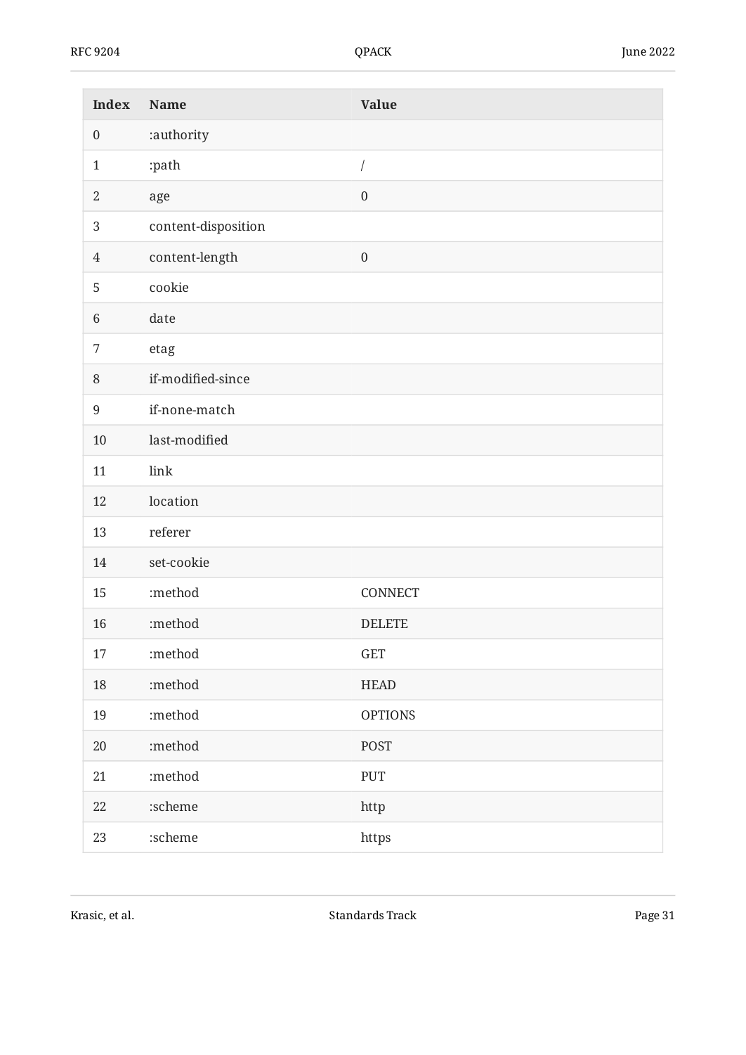| Index | Name | Value |
|---|---|---|
| 0 | :authority | |
| 1 | :path | / |
| 2 | age | 0 |
| 3 | content-disposition | |
| 4 | content-length | 0 |
| 5 | cookie | |
| 6 | date | |
| 7 | etag | |
| 8 | if-modified-since | |
| 9 | if-none-match | |
| 10 | last-modified | |
| 11 | link | |
| 12 | location | |
| 13 | referer | |
| 14 | set-cookie | |
| 15 | :method | CONNECT |
| 16 | :method | DELETE |
| 17 | :method | GET |
| 18 | :method | HEAD |
| 19 | :method | OPTIONS |
| 20 | :method | POST |
| 21 | :method | PUT |
| 22 | :scheme | http |
| 23 | :scheme | https |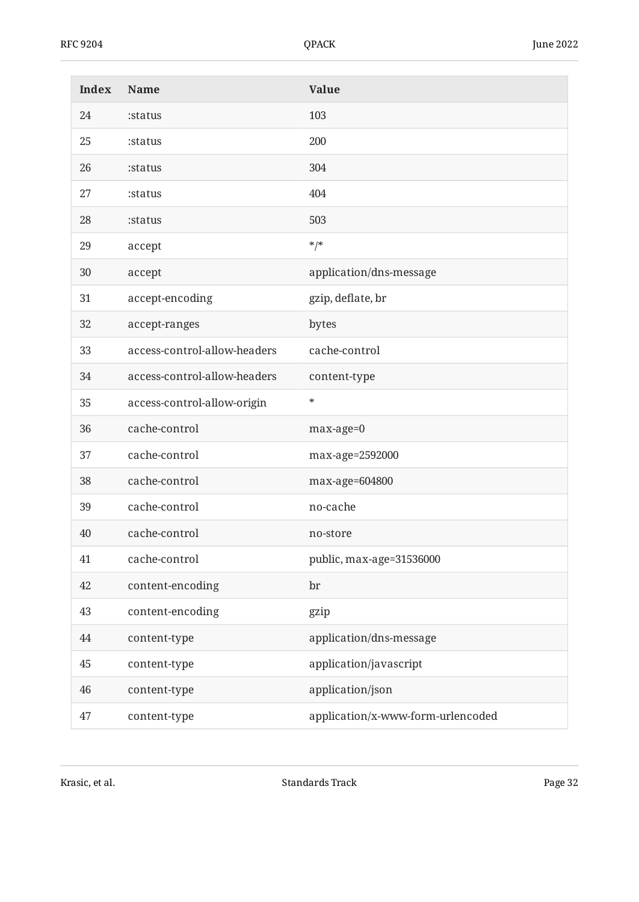| Index | Name | Value |
|---|---|---|
| 24 | :status | 103 |
| 25 | :status | 200 |
| 26 | :status | 304 |
| 27 | :status | 404 |
| 28 | :status | 503 |
| 29 | accept | */* |
| 30 | accept | application/dns-message |
| 31 | accept-encoding | gzip, deflate, br |
| 32 | accept-ranges | bytes |
| 33 | access-control-allow-headers | cache-control |
| 34 | access-control-allow-headers | content-type |
| 35 | access-control-allow-origin | * |
| 36 | cache-control | max-age=0 |
| 37 | cache-control | max-age=2592000 |
| 38 | cache-control | max-age=604800 |
| 39 | cache-control | no-cache |
| 40 | cache-control | no-store |
| 41 | cache-control | public, max-age=31536000 |
| 42 | content-encoding | br |
| 43 | content-encoding | gzip |
| 44 | content-type | application/dns-message |
| 45 | content-type | application/javascript |
| 46 | content-type | application/json |
| 47 | content-type | application/x-www-form-urlencoded |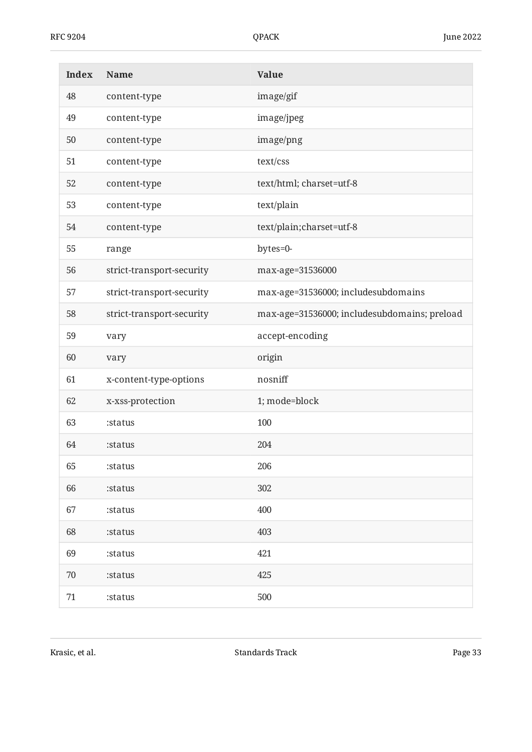| Index | Name | Value |
|---|---|---|
| 48 | content-type | image/gif |
| 49 | content-type | image/jpeg |
| 50 | content-type | image/png |
| 51 | content-type | text/css |
| 52 | content-type | text/html; charset=utf-8 |
| 53 | content-type | text/plain |
| 54 | content-type | text/plain;charset=utf-8 |
| 55 | range | bytes=0- |
| 56 | strict-transport-security | max-age=31536000 |
| 57 | strict-transport-security | max-age=31536000; includesubdomains |
| 58 | strict-transport-security | max-age=31536000; includesubdomains; preload |
| 59 | vary | accept-encoding |
| 60 | vary | origin |
| 61 | x-content-type-options | nosniff |
| 62 | x-xss-protection | 1; mode=block |
| 63 | :status | 100 |
| 64 | :status | 204 |
| 65 | :status | 206 |
| 66 | :status | 302 |
| 67 | :status | 400 |
| 68 | :status | 403 |
| 69 | :status | 421 |
| 70 | :status | 425 |
| 71 | :status | 500 |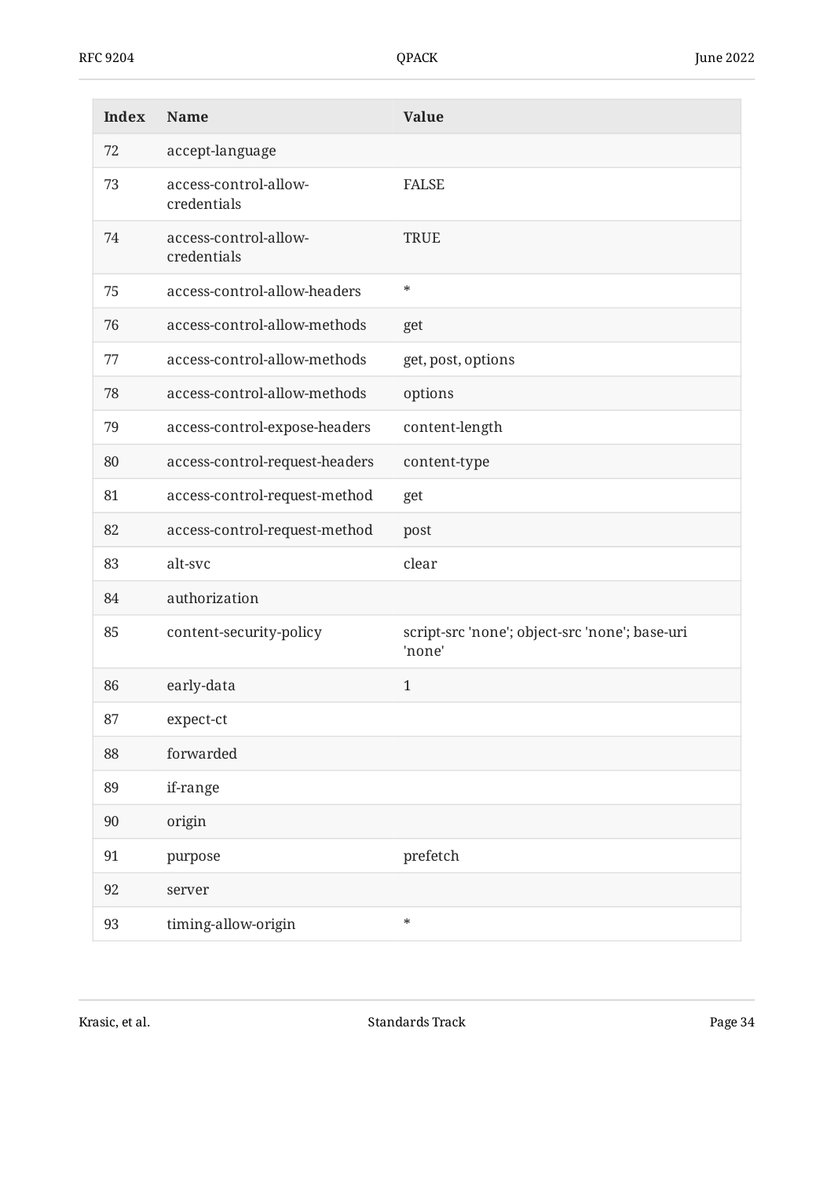| Index | Name | Value |
|---|---|---|
| 72 | accept-language | |
| 73 | access-control-allow-credentials | FALSE |
| 74 | access-control-allow-credentials | TRUE |
| 75 | access-control-allow-headers | * |
| 76 | access-control-allow-methods | get |
| 77 | access-control-allow-methods | get, post, options |
| 78 | access-control-allow-methods | options |
| 79 | access-control-expose-headers | content-length |
| 80 | access-control-request-headers | content-type |
| 81 | access-control-request-method | get |
| 82 | access-control-request-method | post |
| 83 | alt-svc | clear |
| 84 | authorization | |
| 85 | content-security-policy | script-src 'none'; object-src 'none'; base-uri 'none' |
| 86 | early-data | 1 |
| 87 | expect-ct | |
| 88 | forwarded | |
| 89 | if-range | |
| 90 | origin | |
| 91 | purpose | prefetch |
| 92 | server | |
| 93 | timing-allow-origin | * |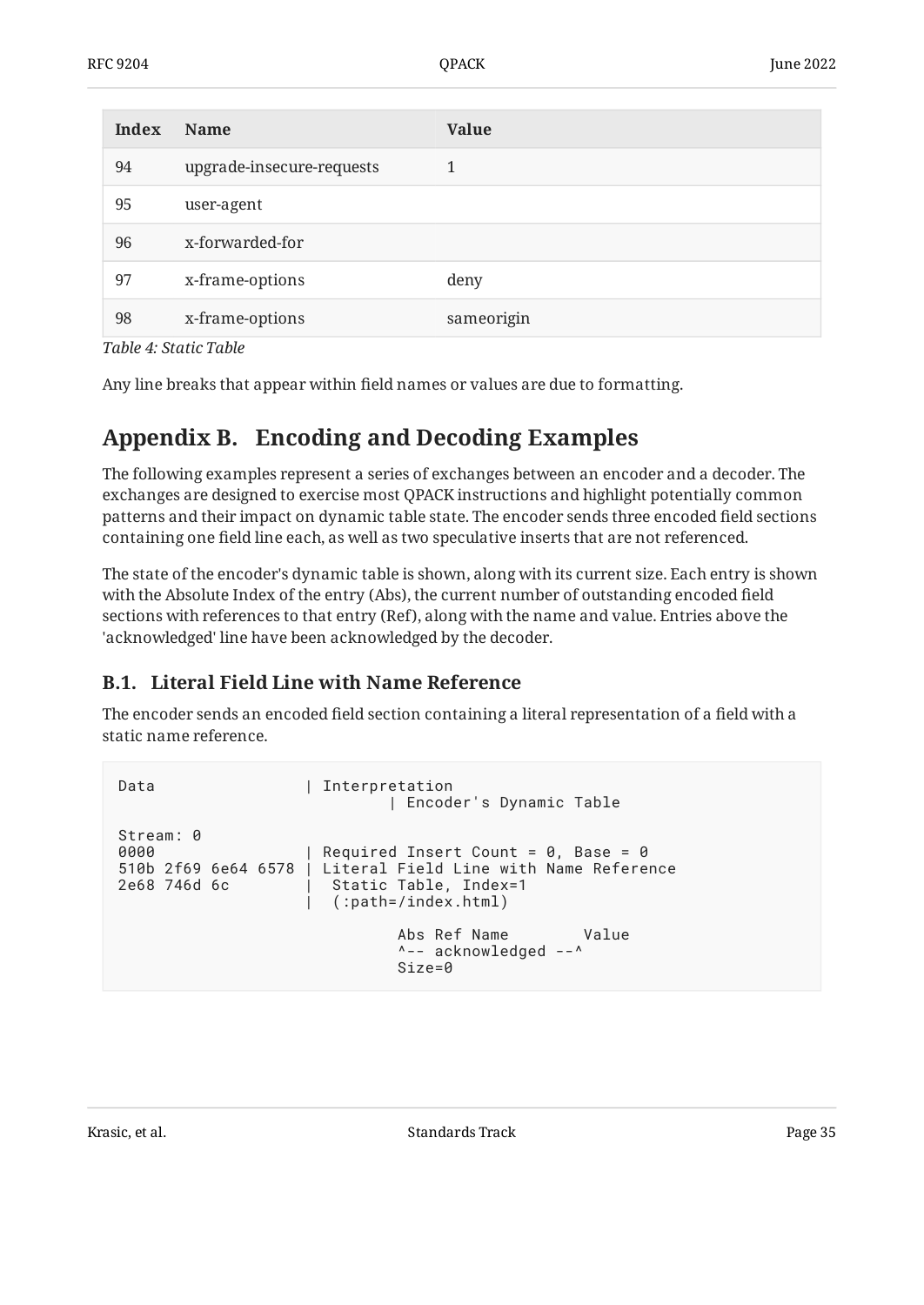| Index | Name | Value |
|---|---|---|
| 94 | upgrade-insecure-requests | 1 |
| 95 | user-agent | |
| 96 | x-forwarded-for | |
| 97 | x-frame-options | deny |
| 98 | x-frame-options | sameorigin |

*Table 4: Static Table*

Any line breaks that appear within field names or values are due to formatting.

# Appendix B. Encoding and Decoding Examples

The following examples represent a series of exchanges between an encoder and a decoder. The exchanges are designed to exercise most QPACK instructions and highlight potentially common patterns and their impact on dynamic table state. The encoder sends three encoded field sections containing one field line each, as well as two speculative inserts that are not referenced.

The state of the encoder's dynamic table is shown, along with its current size. Each entry is shown with the Absolute Index of the entry (Abs), the current number of outstanding encoded field sections with references to that entry (Ref), along with the name and value. Entries above the 'acknowledged' line have been acknowledged by the decoder.

## B.1. Literal Field Line with Name Reference

The encoder sends an encoded field section containing a literal representation of a field with a static name reference.

```
Data                | Interpretation
                             | Encoder's Dynamic Table

Stream: 0
0000                | Required Insert Count = 0, Base = 0
510b 2f69 6e64 6578 | Literal Field Line with Name Reference
2e68 746d 6c        |  Static Table, Index=1
                    |  (:path=/index.html)

                              Abs Ref Name        Value
                              ^-- acknowledged --^
                              Size=0
```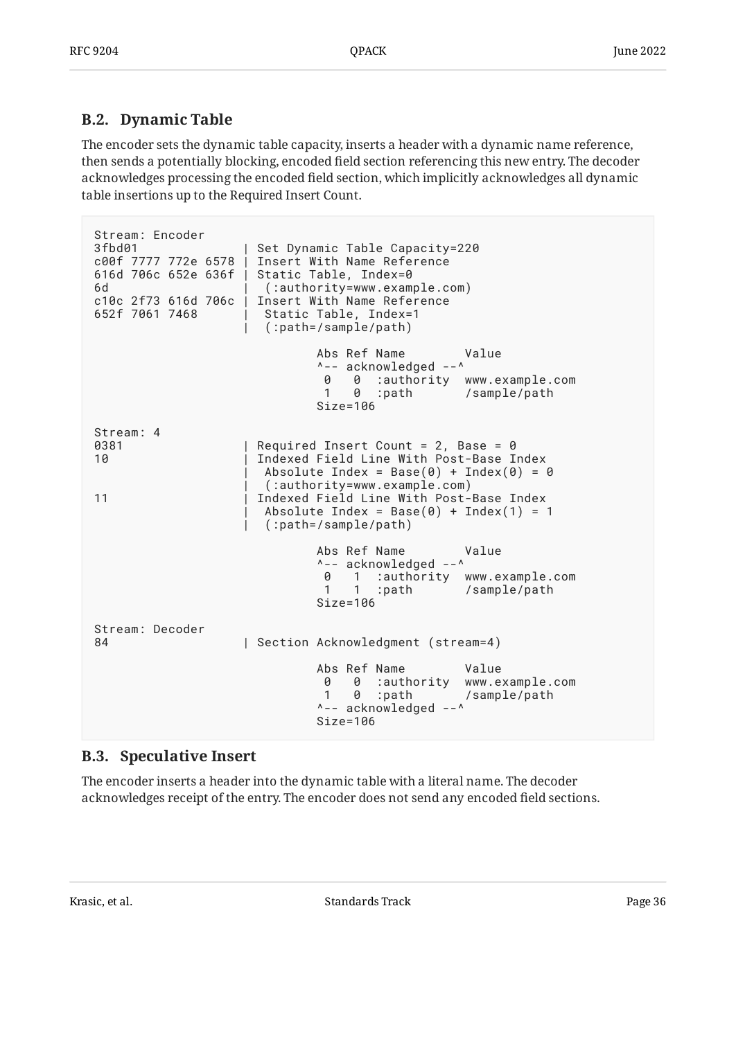### B.2. Dynamic Table

The encoder sets the dynamic table capacity, inserts a header with a dynamic name reference, then sends a potentially blocking, encoded field section referencing this new entry. The decoder acknowledges processing the encoded field section, which implicitly acknowledges all dynamic table insertions up to the Required Insert Count.

```
Stream: Encoder
3fbd01              | Set Dynamic Table Capacity=220
c00f 7777 772e 6578 | Insert With Name Reference
616d 706c 652e 636f | Static Table, Index=0
6d                  |  (:authority=www.example.com)
c10c 2f73 616d 706c | Insert With Name Reference
652f 7061 7468      |  Static Table, Index=1
                    |  (:path=/sample/path)

                              Abs Ref Name        Value
                              ^-- acknowledged --^
                               0   0  :authority  www.example.com
                               1   0  :path       /sample/path
                              Size=106

Stream: 4
0381                | Required Insert Count = 2, Base = 0
10                  | Indexed Field Line With Post-Base Index
                    |  Absolute Index = Base(0) + Index(0) = 0
                    |  (:authority=www.example.com)
11                  | Indexed Field Line With Post-Base Index
                    |  Absolute Index = Base(0) + Index(1) = 1
                    |  (:path=/sample/path)

                              Abs Ref Name        Value
                              ^-- acknowledged --^
                               0   1  :authority  www.example.com
                               1   1  :path       /sample/path
                              Size=106

Stream: Decoder
84                  | Section Acknowledgment (stream=4)

                              Abs Ref Name        Value
                               0   0  :authority  www.example.com
                               1   0  :path       /sample/path
                              ^-- acknowledged --^
                              Size=106
```

### B.3. Speculative Insert

The encoder inserts a header into the dynamic table with a literal name. The decoder acknowledges receipt of the entry. The encoder does not send any encoded field sections.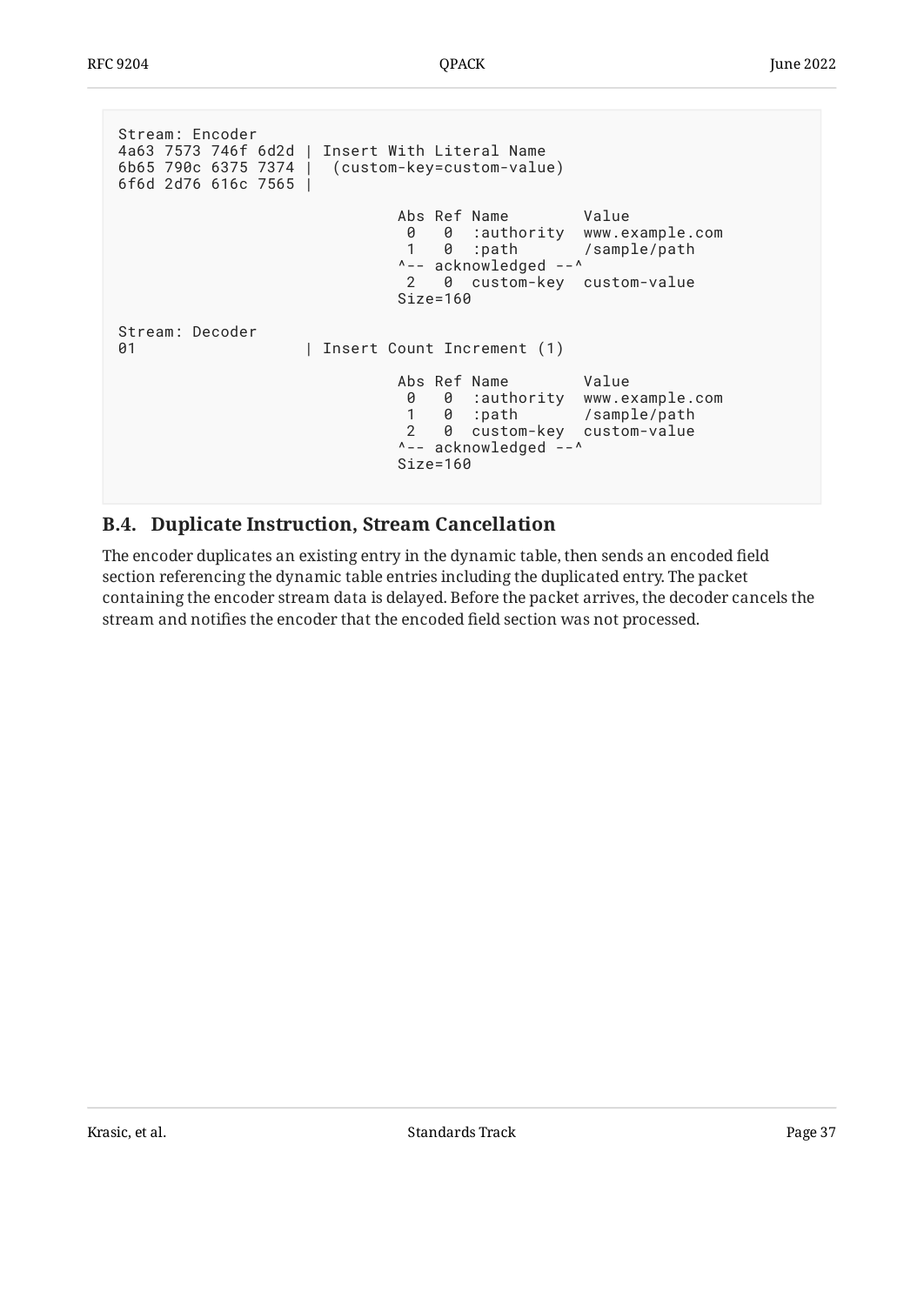```
Stream: Encoder
4a63 7573 746f 6d2d | Insert With Literal Name
6b65 790c 6375 7374 |  (custom-key=custom-value)
6f6d 2d76 616c 7565 |

                              Abs Ref Name        Value
                               0   0  :authority  www.example.com
                               1   0  :path       /sample/path
                              ^-- acknowledged --^
                               2   0  custom-key  custom-value
                              Size=160

Stream: Decoder
01                  | Insert Count Increment (1)

                              Abs Ref Name        Value
                               0   0  :authority  www.example.com
                               1   0  :path       /sample/path
                               2   0  custom-key  custom-value
                              ^-- acknowledged --^
                              Size=160
```

## B.4. Duplicate Instruction, Stream Cancellation

The encoder duplicates an existing entry in the dynamic table, then sends an encoded field section referencing the dynamic table entries including the duplicated entry. The packet containing the encoder stream data is delayed. Before the packet arrives, the decoder cancels the stream and notifies the encoder that the encoded field section was not processed.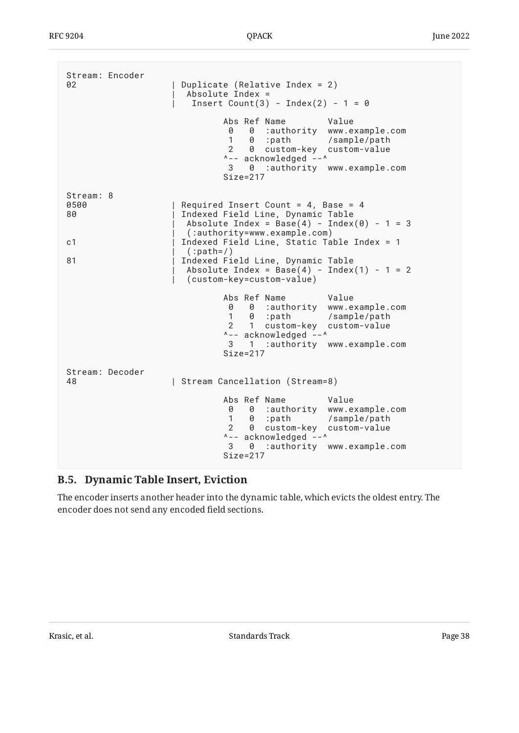```
Stream: Encoder
02                  | Duplicate (Relative Index = 2)
                    |  Absolute Index =
                    |   Insert Count(3) - Index(2) - 1 = 0

                              Abs Ref Name        Value
                               0   0  :authority  www.example.com
                               1   0  :path       /sample/path
                               2   0  custom-key  custom-value
                              ^-- acknowledged --^
                               3   0  :authority  www.example.com
                              Size=217

Stream: 8
0500                | Required Insert Count = 4, Base = 4
80                  | Indexed Field Line, Dynamic Table
                    |  Absolute Index = Base(4) - Index(0) - 1 = 3
                    |  (:authority=www.example.com)
c1                  | Indexed Field Line, Static Table Index = 1
                    |  (:path=/)
81                  | Indexed Field Line, Dynamic Table
                    |  Absolute Index = Base(4) - Index(1) - 1 = 2
                    |  (custom-key=custom-value)

                              Abs Ref Name        Value
                               0   0  :authority  www.example.com
                               1   0  :path       /sample/path
                               2   1  custom-key  custom-value
                              ^-- acknowledged --^
                               3   1  :authority  www.example.com
                              Size=217

Stream: Decoder
48                  | Stream Cancellation (Stream=8)

                              Abs Ref Name        Value
                               0   0  :authority  www.example.com
                               1   0  :path       /sample/path
                               2   0  custom-key  custom-value
                              ^-- acknowledged --^
                               3   0  :authority  www.example.com
                              Size=217
```

### B.5. Dynamic Table Insert, Eviction

The encoder inserts another header into the dynamic table, which evicts the oldest entry. The encoder does not send any encoded field sections.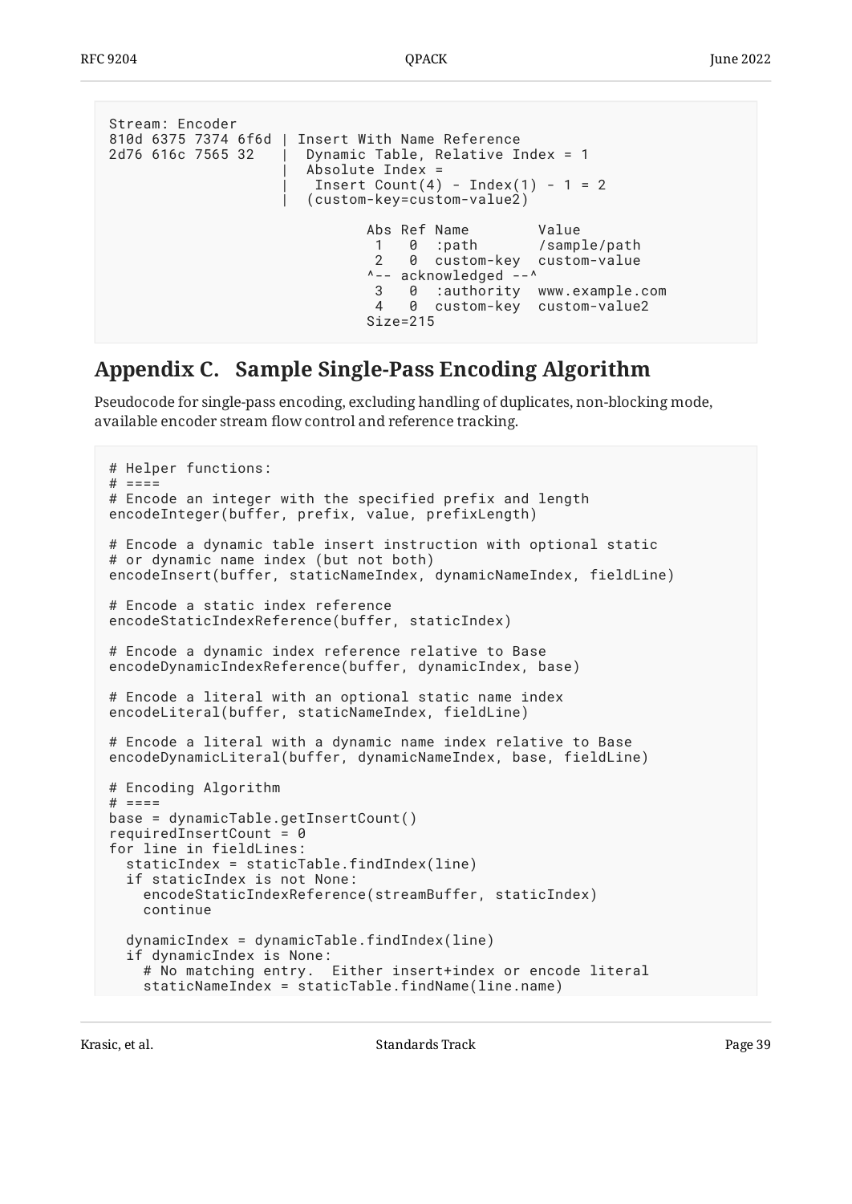```
Stream: Encoder
810d 6375 7374 6f6d | Insert With Name Reference
2d76 616c 7565 32   |  Dynamic Table, Relative Index = 1
                    |  Absolute Index =
                    |   Insert Count(4) - Index(1) - 1 = 2
                    |  (custom-key=custom-value2)

                              Abs Ref Name        Value
                               1   0  :path       /sample/path
                               2   0  custom-key  custom-value
                              ^-- acknowledged --^
                               3   0  :authority  www.example.com
                               4   0  custom-key  custom-value2
                              Size=215
```

## Appendix C. Sample Single-Pass Encoding Algorithm

Pseudocode for single-pass encoding, excluding handling of duplicates, non-blocking mode, available encoder stream flow control and reference tracking.

```
# Helper functions:
# ====
# Encode an integer with the specified prefix and length
encodeInteger(buffer, prefix, value, prefixLength)

# Encode a dynamic table insert instruction with optional static
# or dynamic name index (but not both)
encodeInsert(buffer, staticNameIndex, dynamicNameIndex, fieldLine)

# Encode a static index reference
encodeStaticIndexReference(buffer, staticIndex)

# Encode a dynamic index reference relative to Base
encodeDynamicIndexReference(buffer, dynamicIndex, base)

# Encode a literal with an optional static name index
encodeLiteral(buffer, staticNameIndex, fieldLine)

# Encode a literal with a dynamic name index relative to Base
encodeDynamicLiteral(buffer, dynamicNameIndex, base, fieldLine)

# Encoding Algorithm
# ====
base = dynamicTable.getInsertCount()
requiredInsertCount = 0
for line in fieldLines:
  staticIndex = staticTable.findIndex(line)
  if staticIndex is not None:
    encodeStaticIndexReference(streamBuffer, staticIndex)
    continue

  dynamicIndex = dynamicTable.findIndex(line)
  if dynamicIndex is None:
    # No matching entry.  Either insert+index or encode literal
    staticNameIndex = staticTable.findName(line.name)
```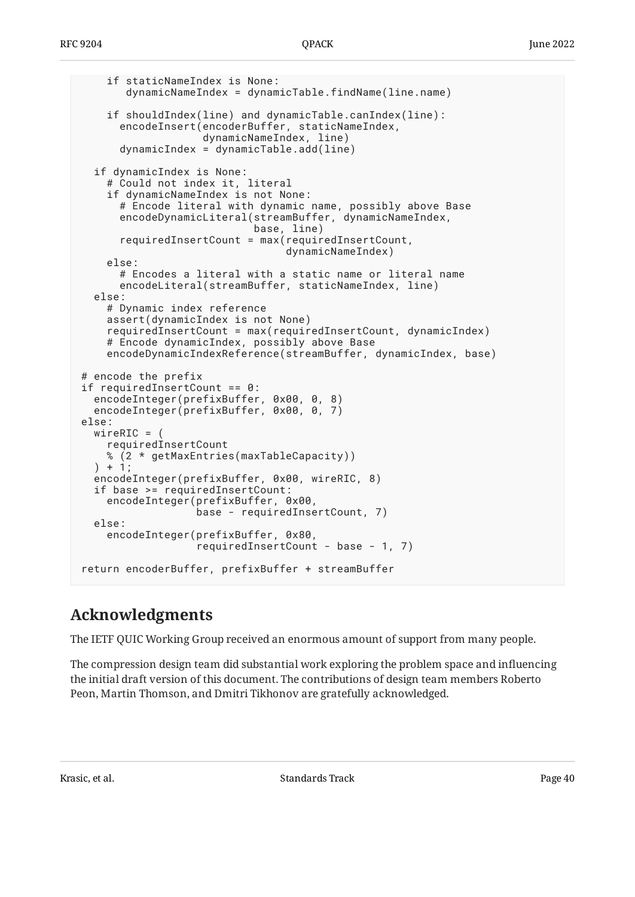```
    if staticNameIndex is None:
      dynamicNameIndex = dynamicTable.findName(line.name)

    if shouldIndex(line) and dynamicTable.canIndex(line):
      encodeInsert(encoderBuffer, staticNameIndex,
                   dynamicNameIndex, line)
      dynamicIndex = dynamicTable.add(line)

  if dynamicIndex is None:
    # Could not index it, literal
    if dynamicNameIndex is not None:
      # Encode literal with dynamic name, possibly above Base
      encodeDynamicLiteral(streamBuffer, dynamicNameIndex,
                           base, line)
      requiredInsertCount = max(requiredInsertCount,
                                dynamicNameIndex)
    else:
      # Encodes a literal with a static name or literal name
      encodeLiteral(streamBuffer, staticNameIndex, line)
  else:
    # Dynamic index reference
    assert(dynamicIndex is not None)
    requiredInsertCount = max(requiredInsertCount, dynamicIndex)
    # Encode dynamicIndex, possibly above Base
    encodeDynamicIndexReference(streamBuffer, dynamicIndex, base)

# encode the prefix
if requiredInsertCount == 0:
  encodeInteger(prefixBuffer, 0x00, 0, 8)
  encodeInteger(prefixBuffer, 0x00, 0, 7)
else:
  wireRIC = (
    requiredInsertCount
    % (2 * getMaxEntries(maxTableCapacity))
  ) + 1;
  encodeInteger(prefixBuffer, 0x00, wireRIC, 8)
  if base >= requiredInsertCount:
    encodeInteger(prefixBuffer, 0x00,
                  base - requiredInsertCount, 7)
  else:
    encodeInteger(prefixBuffer, 0x80,
                  requiredInsertCount - base - 1, 7)

return encoderBuffer, prefixBuffer + streamBuffer
```

## Acknowledgments

The IETF QUIC Working Group received an enormous amount of support from many people.

The compression design team did substantial work exploring the problem space and influencing the initial draft version of this document. The contributions of design team members Roberto Peon, Martin Thomson, and Dmitri Tikhonov are gratefully acknowledged.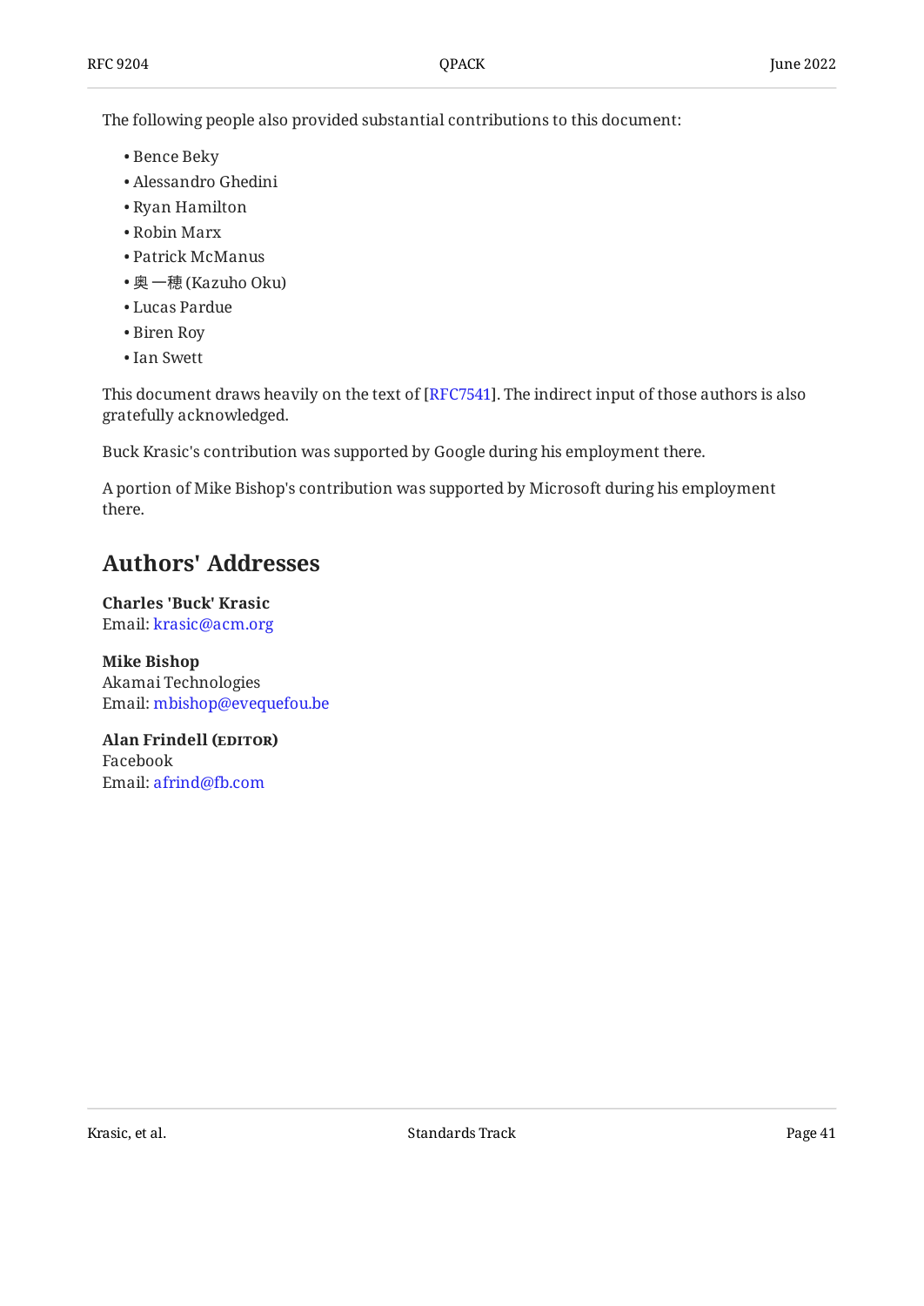The following people also provided substantial contributions to this document:

- Bence Beky
- Alessandro Ghedini
- Ryan Hamilton
- Robin Marx
- Patrick McManus
- 奥 一穂 (Kazuho Oku)
- Lucas Pardue
- Biren Roy
- Ian Swett

This document draws heavily on the text of [RFC7541]. The indirect input of those authors is also gratefully acknowledged.

Buck Krasic's contribution was supported by Google during his employment there.

A portion of Mike Bishop's contribution was supported by Microsoft during his employment there.

## Authors' Addresses

**Charles 'Buck' Krasic**
Email: krasic@acm.org

**Mike Bishop**
Akamai Technologies
Email: mbishop@evequefou.be

**Alan Frindell (EDITOR)**
Facebook
Email: afrind@fb.com